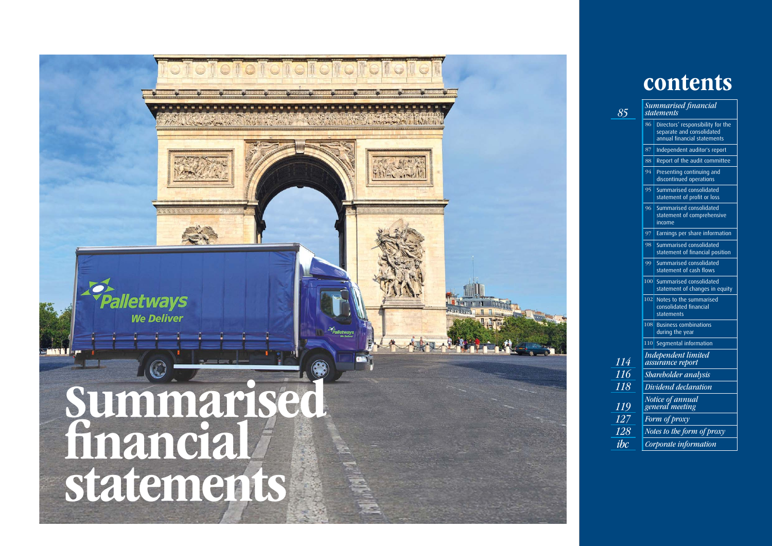# Summarised financial statements

## contents

| | | |
|---|---|---|
| *85* | *Summarised financial statements* | |
| | 86 | Directors' responsibility for the separate and consolidated annual financial statements |
| | 87 | Independent auditor's report |
| | 88 | Report of the audit committee |
| | 94 | Presenting continuing and discontinued operations |
| | 95 | Summarised consolidated statement of profit or loss |
| | 96 | Summarised consolidated statement of comprehensive income |
| | 97 | Earnings per share information |
| | 98 | Summarised consolidated statement of financial position |
| | 99 | Summarised consolidated statement of cash flows |
| | 100 | Summarised consolidated statement of changes in equity |
| | 102 | Notes to the summarised consolidated financial statements |
| | 108 | Business combinations during the year |
| | 110 | Segmental information |
| *114* | *Independent limited assurance report* | |
| *116* | *Shareholder analysis* | |
| *118* | *Dividend declaration* | |
| *119* | *Notice of annual general meeting* | |
| *127* | *Form of proxy* | |
| *128* | *Notes to the form of proxy* | |
| *ibc* | *Corporate information* | |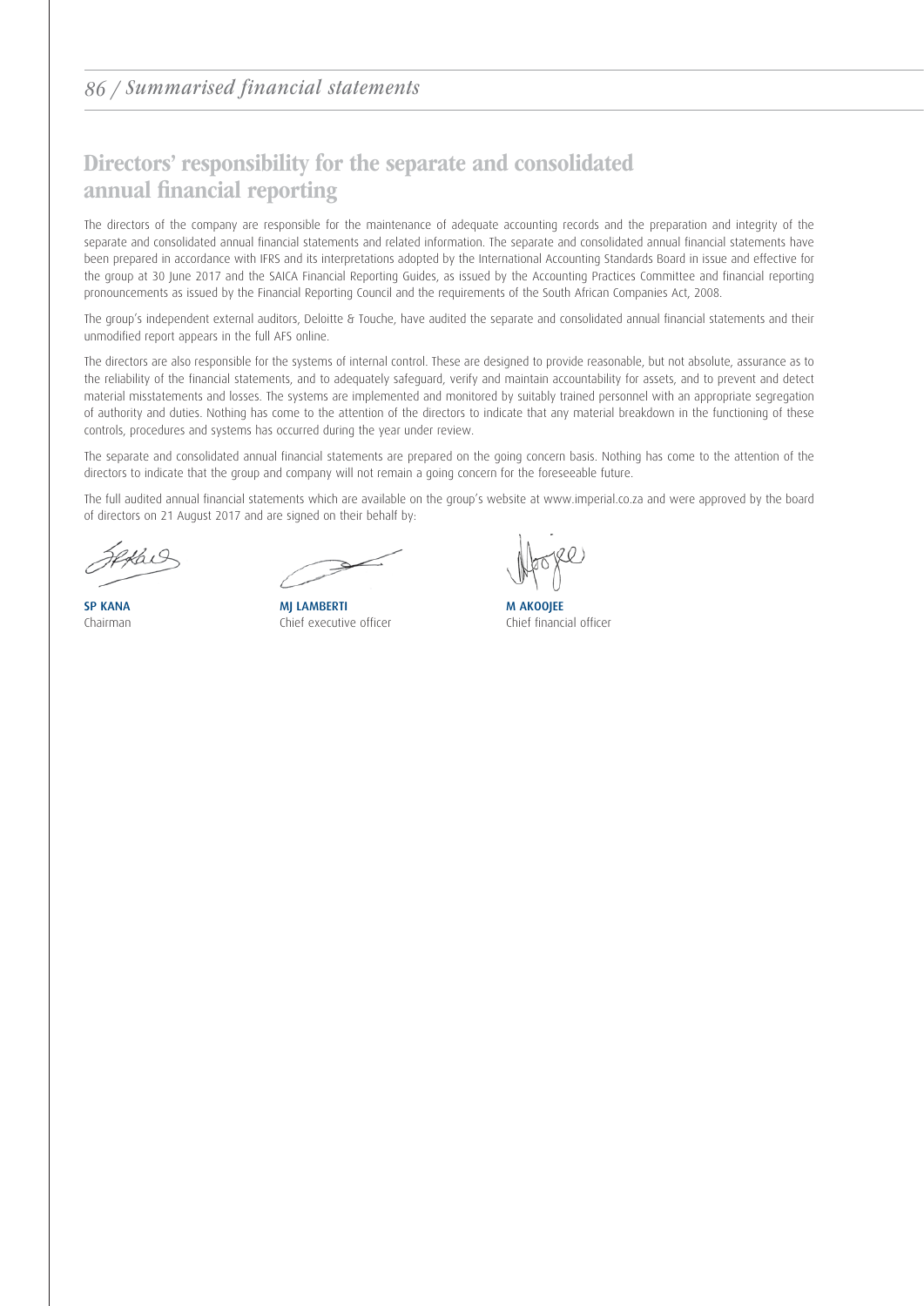## Directors' responsibility for the separate and consolidated annual financial reporting

The directors of the company are responsible for the maintenance of adequate accounting records and the preparation and integrity of the separate and consolidated annual financial statements and related information. The separate and consolidated annual financial statements have been prepared in accordance with IFRS and its interpretations adopted by the International Accounting Standards Board in issue and effective for the group at 30 June 2017 and the SAICA Financial Reporting Guides, as issued by the Accounting Practices Committee and financial reporting pronouncements as issued by the Financial Reporting Council and the requirements of the South African Companies Act, 2008.

The group's independent external auditors, Deloitte & Touche, have audited the separate and consolidated annual financial statements and their unmodified report appears in the full AFS online.

The directors are also responsible for the systems of internal control. These are designed to provide reasonable, but not absolute, assurance as to the reliability of the financial statements, and to adequately safeguard, verify and maintain accountability for assets, and to prevent and detect material misstatements and losses. The systems are implemented and monitored by suitably trained personnel with an appropriate segregation of authority and duties. Nothing has come to the attention of the directors to indicate that any material breakdown in the functioning of these controls, procedures and systems has occurred during the year under review.

The separate and consolidated annual financial statements are prepared on the going concern basis. Nothing has come to the attention of the directors to indicate that the group and company will not remain a going concern for the foreseeable future.

The full audited annual financial statements which are available on the group's website at www.imperial.co.za and were approved by the board of directors on 21 August 2017 and are signed on their behalf by:

**SP KANA**
Chairman

**MJ LAMBERTI**
Chief executive officer

**M AKOOJEE**
Chief financial officer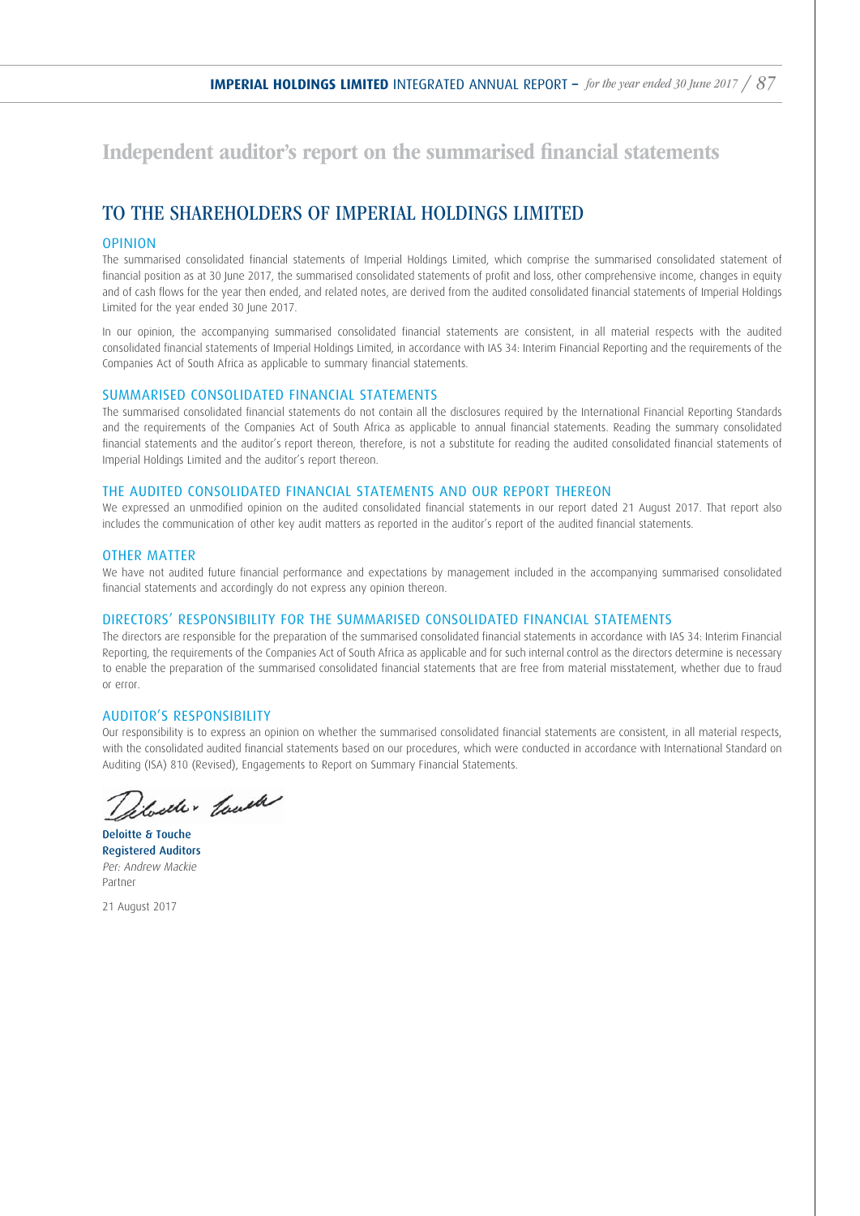# Independent auditor's report on the summarised financial statements

## TO THE SHAREHOLDERS OF IMPERIAL HOLDINGS LIMITED

### OPINION

The summarised consolidated financial statements of Imperial Holdings Limited, which comprise the summarised consolidated statement of financial position as at 30 June 2017, the summarised consolidated statements of profit and loss, other comprehensive income, changes in equity and of cash flows for the year then ended, and related notes, are derived from the audited consolidated financial statements of Imperial Holdings Limited for the year ended 30 June 2017.

In our opinion, the accompanying summarised consolidated financial statements are consistent, in all material respects with the audited consolidated financial statements of Imperial Holdings Limited, in accordance with IAS 34: Interim Financial Reporting and the requirements of the Companies Act of South Africa as applicable to summary financial statements.

### SUMMARISED CONSOLIDATED FINANCIAL STATEMENTS

The summarised consolidated financial statements do not contain all the disclosures required by the International Financial Reporting Standards and the requirements of the Companies Act of South Africa as applicable to annual financial statements. Reading the summary consolidated financial statements and the auditor's report thereon, therefore, is not a substitute for reading the audited consolidated financial statements of Imperial Holdings Limited and the auditor's report thereon.

### THE AUDITED CONSOLIDATED FINANCIAL STATEMENTS AND OUR REPORT THEREON

We expressed an unmodified opinion on the audited consolidated financial statements in our report dated 21 August 2017. That report also includes the communication of other key audit matters as reported in the auditor's report of the audited financial statements.

### OTHER MATTER

We have not audited future financial performance and expectations by management included in the accompanying summarised consolidated financial statements and accordingly do not express any opinion thereon.

### DIRECTORS' RESPONSIBILITY FOR THE SUMMARISED CONSOLIDATED FINANCIAL STATEMENTS

The directors are responsible for the preparation of the summarised consolidated financial statements in accordance with IAS 34: Interim Financial Reporting, the requirements of the Companies Act of South Africa as applicable and for such internal control as the directors determine is necessary to enable the preparation of the summarised consolidated financial statements that are free from material misstatement, whether due to fraud or error.

### AUDITOR'S RESPONSIBILITY

Our responsibility is to express an opinion on whether the summarised consolidated financial statements are consistent, in all material respects, with the consolidated audited financial statements based on our procedures, which were conducted in accordance with International Standard on Auditing (ISA) 810 (Revised), Engagements to Report on Summary Financial Statements.

**Deloitte & Touche**
**Registered Auditors**
*Per: Andrew Mackie*
Partner

21 August 2017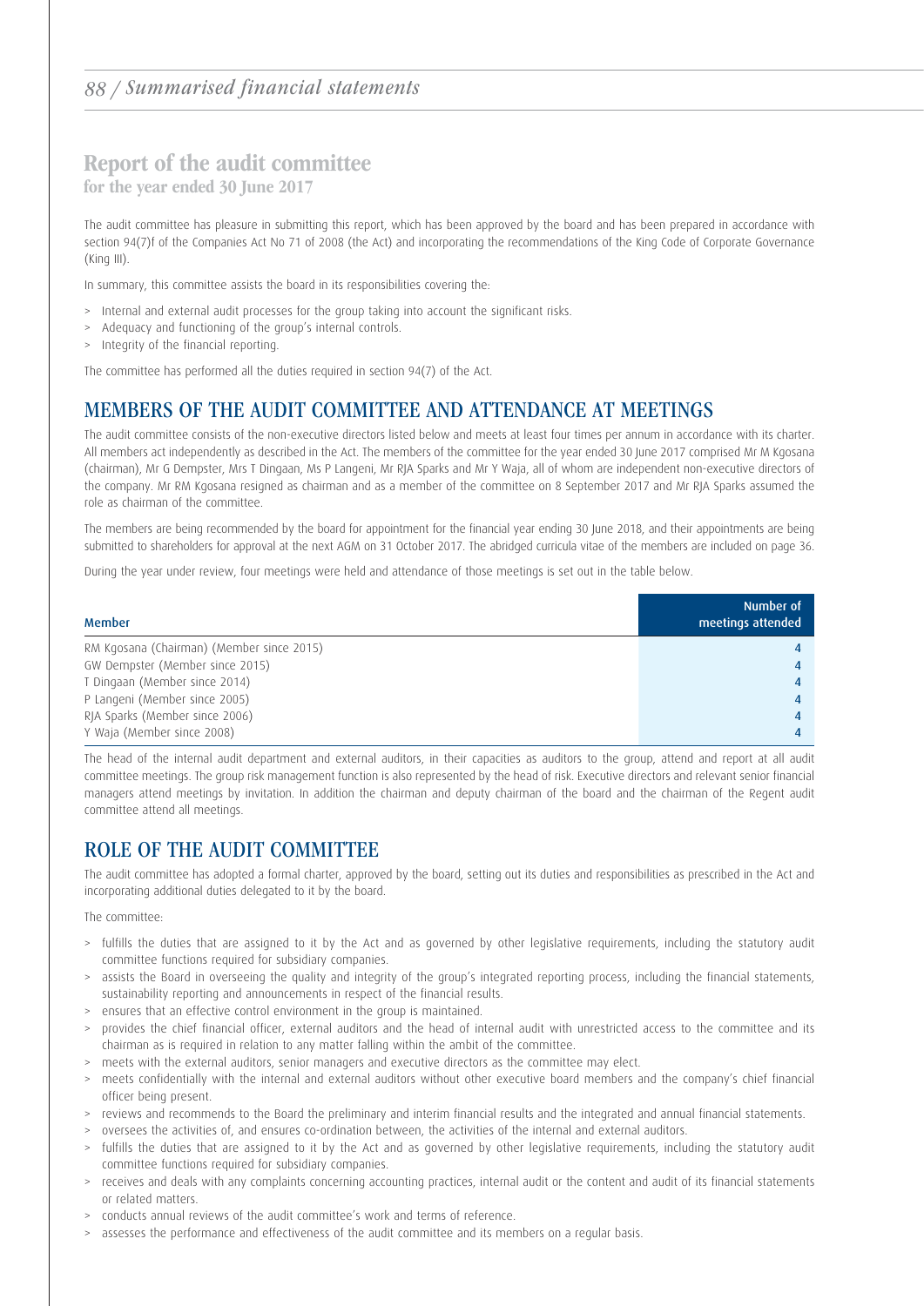# Report of the audit committee

**for the year ended 30 June 2017**

The audit committee has pleasure in submitting this report, which has been approved by the board and has been prepared in accordance with section 94(7)f of the Companies Act No 71 of 2008 (the Act) and incorporating the recommendations of the King Code of Corporate Governance (King III).

In summary, this committee assists the board in its responsibilities covering the:

- Internal and external audit processes for the group taking into account the significant risks.
- Adequacy and functioning of the group's internal controls.
- Integrity of the financial reporting.

The committee has performed all the duties required in section 94(7) of the Act.

## MEMBERS OF THE AUDIT COMMITTEE AND ATTENDANCE AT MEETINGS

The audit committee consists of the non-executive directors listed below and meets at least four times per annum in accordance with its charter. All members act independently as described in the Act. The members of the committee for the year ended 30 June 2017 comprised Mr M Kgosana (chairman), Mr G Dempster, Mrs T Dingaan, Ms P Langeni, Mr RJA Sparks and Mr Y Waja, all of whom are independent non-executive directors of the company. Mr RM Kgosana resigned as chairman and as a member of the committee on 8 September 2017 and Mr RJA Sparks assumed the role as chairman of the committee.

The members are being recommended by the board for appointment for the financial year ending 30 June 2018, and their appointments are being submitted to shareholders for approval at the next AGM on 31 October 2017. The abridged curricula vitae of the members are included on page 36.

During the year under review, four meetings were held and attendance of those meetings is set out in the table below.

| Member | Number of meetings attended |
|---|---|
| RM Kgosana (Chairman) (Member since 2015) | 4 |
| GW Dempster (Member since 2015) | 4 |
| T Dingaan (Member since 2014) | 4 |
| P Langeni (Member since 2005) | 4 |
| RJA Sparks (Member since 2006) | 4 |
| Y Waja (Member since 2008) | 4 |

The head of the internal audit department and external auditors, in their capacities as auditors to the group, attend and report at all audit committee meetings. The group risk management function is also represented by the head of risk. Executive directors and relevant senior financial managers attend meetings by invitation. In addition the chairman and deputy chairman of the board and the chairman of the Regent audit committee attend all meetings.

## ROLE OF THE AUDIT COMMITTEE

The audit committee has adopted a formal charter, approved by the board, setting out its duties and responsibilities as prescribed in the Act and incorporating additional duties delegated to it by the board.

The committee:

- fulfills the duties that are assigned to it by the Act and as governed by other legislative requirements, including the statutory audit committee functions required for subsidiary companies.
- assists the Board in overseeing the quality and integrity of the group's integrated reporting process, including the financial statements, sustainability reporting and announcements in respect of the financial results.
- ensures that an effective control environment in the group is maintained.
- provides the chief financial officer, external auditors and the head of internal audit with unrestricted access to the committee and its chairman as is required in relation to any matter falling within the ambit of the committee.
- meets with the external auditors, senior managers and executive directors as the committee may elect.
- meets confidentially with the internal and external auditors without other executive board members and the company's chief financial officer being present.
- reviews and recommends to the Board the preliminary and interim financial results and the integrated and annual financial statements.
- oversees the activities of, and ensures co-ordination between, the activities of the internal and external auditors.
- fulfills the duties that are assigned to it by the Act and as governed by other legislative requirements, including the statutory audit committee functions required for subsidiary companies.
- receives and deals with any complaints concerning accounting practices, internal audit or the content and audit of its financial statements or related matters.
- conducts annual reviews of the audit committee's work and terms of reference.
- assesses the performance and effectiveness of the audit committee and its members on a regular basis.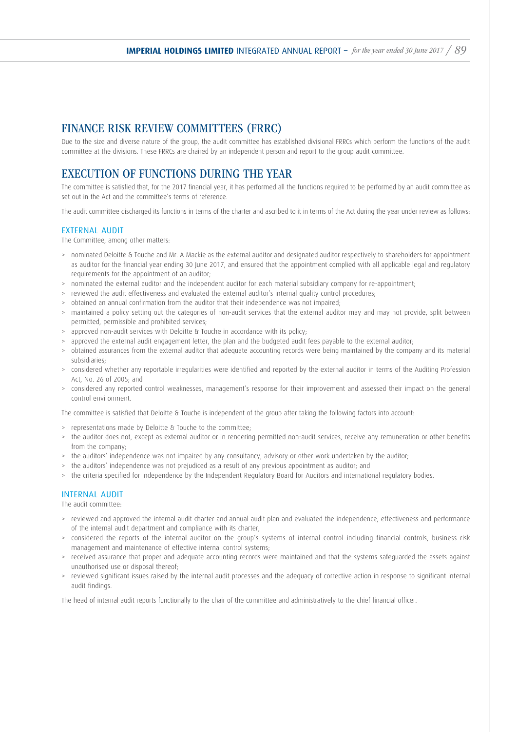## FINANCE RISK REVIEW COMMITTEES (FRRC)

Due to the size and diverse nature of the group, the audit committee has established divisional FRRCs which perform the functions of the audit committee at the divisions. These FRRCs are chaired by an independent person and report to the group audit committee.

## EXECUTION OF FUNCTIONS DURING THE YEAR

The committee is satisfied that, for the 2017 financial year, it has performed all the functions required to be performed by an audit committee as set out in the Act and the committee's terms of reference.

The audit committee discharged its functions in terms of the charter and ascribed to it in terms of the Act during the year under review as follows:

### EXTERNAL AUDIT

The Committee, among other matters:

- nominated Deloitte & Touche and Mr. A Mackie as the external auditor and designated auditor respectively to shareholders for appointment as auditor for the financial year ending 30 June 2017, and ensured that the appointment complied with all applicable legal and regulatory requirements for the appointment of an auditor;
- nominated the external auditor and the independent auditor for each material subsidiary company for re-appointment;
- reviewed the audit effectiveness and evaluated the external auditor's internal quality control procedures;
- obtained an annual confirmation from the auditor that their independence was not impaired;
- maintained a policy setting out the categories of non-audit services that the external auditor may and may not provide, split between permitted, permissible and prohibited services;
- approved non-audit services with Deloitte & Touche in accordance with its policy;
- approved the external audit engagement letter, the plan and the budgeted audit fees payable to the external auditor;
- obtained assurances from the external auditor that adequate accounting records were being maintained by the company and its material subsidiaries;
- considered whether any reportable irregularities were identified and reported by the external auditor in terms of the Auditing Profession Act, No. 26 of 2005; and
- considered any reported control weaknesses, management's response for their improvement and assessed their impact on the general control environment.

The committee is satisfied that Deloitte & Touche is independent of the group after taking the following factors into account:

- representations made by Deloitte & Touche to the committee;
- the auditor does not, except as external auditor or in rendering permitted non-audit services, receive any remuneration or other benefits from the company;
- the auditors' independence was not impaired by any consultancy, advisory or other work undertaken by the auditor;
- the auditors' independence was not prejudiced as a result of any previous appointment as auditor; and
- the criteria specified for independence by the Independent Regulatory Board for Auditors and international regulatory bodies.

### INTERNAL AUDIT

The audit committee:

- reviewed and approved the internal audit charter and annual audit plan and evaluated the independence, effectiveness and performance of the internal audit department and compliance with its charter;
- considered the reports of the internal auditor on the group's systems of internal control including financial controls, business risk management and maintenance of effective internal control systems;
- received assurance that proper and adequate accounting records were maintained and that the systems safeguarded the assets against unauthorised use or disposal thereof;
- reviewed significant issues raised by the internal audit processes and the adequacy of corrective action in response to significant internal audit findings.

The head of internal audit reports functionally to the chair of the committee and administratively to the chief financial officer.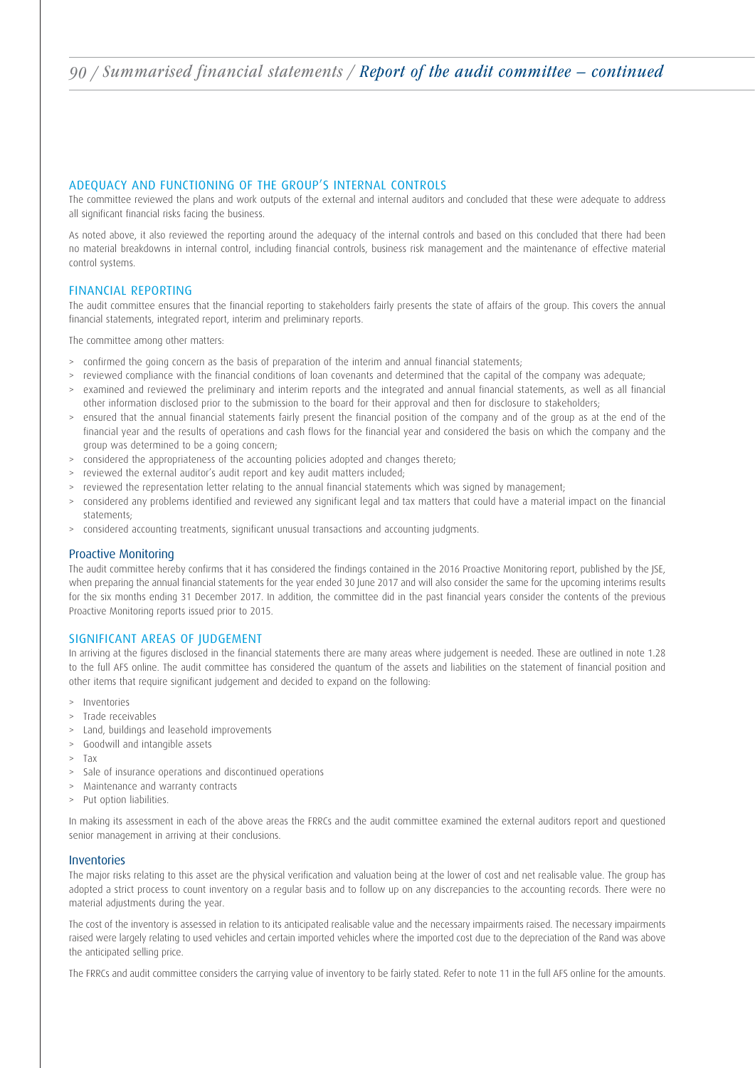## ADEQUACY AND FUNCTIONING OF THE GROUP'S INTERNAL CONTROLS

The committee reviewed the plans and work outputs of the external and internal auditors and concluded that these were adequate to address all significant financial risks facing the business.

As noted above, it also reviewed the reporting around the adequacy of the internal controls and based on this concluded that there had been no material breakdowns in internal control, including financial controls, business risk management and the maintenance of effective material control systems.

## FINANCIAL REPORTING

The audit committee ensures that the financial reporting to stakeholders fairly presents the state of affairs of the group. This covers the annual financial statements, integrated report, interim and preliminary reports.

The committee among other matters:

> confirmed the going concern as the basis of preparation of the interim and annual financial statements;
> reviewed compliance with the financial conditions of loan covenants and determined that the capital of the company was adequate;
> examined and reviewed the preliminary and interim reports and the integrated and annual financial statements, as well as all financial other information disclosed prior to the submission to the board for their approval and then for disclosure to stakeholders;
> ensured that the annual financial statements fairly present the financial position of the company and of the group as at the end of the financial year and the results of operations and cash flows for the financial year and considered the basis on which the company and the group was determined to be a going concern;
> considered the appropriateness of the accounting policies adopted and changes thereto;
> reviewed the external auditor's audit report and key audit matters included;
> reviewed the representation letter relating to the annual financial statements which was signed by management;
> considered any problems identified and reviewed any significant legal and tax matters that could have a material impact on the financial statements;
> considered accounting treatments, significant unusual transactions and accounting judgments.

### Proactive Monitoring

The audit committee hereby confirms that it has considered the findings contained in the 2016 Proactive Monitoring report, published by the JSE, when preparing the annual financial statements for the year ended 30 June 2017 and will also consider the same for the upcoming interims results for the six months ending 31 December 2017. In addition, the committee did in the past financial years consider the contents of the previous Proactive Monitoring reports issued prior to 2015.

## SIGNIFICANT AREAS OF JUDGEMENT

In arriving at the figures disclosed in the financial statements there are many areas where judgement is needed. These are outlined in note 1.28 to the full AFS online. The audit committee has considered the quantum of the assets and liabilities on the statement of financial position and other items that require significant judgement and decided to expand on the following:

> Inventories
> Trade receivables
> Land, buildings and leasehold improvements
> Goodwill and intangible assets
> Tax
> Sale of insurance operations and discontinued operations
> Maintenance and warranty contracts
> Put option liabilities.

In making its assessment in each of the above areas the FRRCs and the audit committee examined the external auditors report and questioned senior management in arriving at their conclusions.

### Inventories

The major risks relating to this asset are the physical verification and valuation being at the lower of cost and net realisable value. The group has adopted a strict process to count inventory on a regular basis and to follow up on any discrepancies to the accounting records. There were no material adjustments during the year.

The cost of the inventory is assessed in relation to its anticipated realisable value and the necessary impairments raised. The necessary impairments raised were largely relating to used vehicles and certain imported vehicles where the imported cost due to the depreciation of the Rand was above the anticipated selling price.

The FRRCs and audit committee considers the carrying value of inventory to be fairly stated. Refer to note 11 in the full AFS online for the amounts.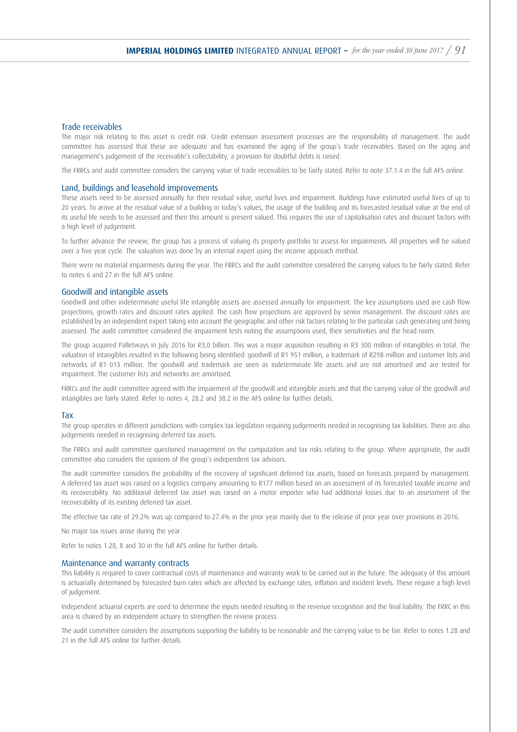## Trade receivables

The major risk relating to this asset is credit risk. Credit extension assessment processes are the responsibility of management. The audit committee has assessed that these are adequate and has examined the aging of the group's trade receivables. Based on the aging and management's judgement of the receivable's collectability, a provision for doubtful debts is raised.

The FRRCs and audit committee considers the carrying value of trade receivables to be fairly stated. Refer to note 37.1.4 in the full AFS online.

## Land, buildings and leasehold improvements

These assets need to be assessed annually for their residual value, useful lives and impairment. Buildings have estimated useful lives of up to 20 years. To arrive at the residual value of a building in today's values, the usage of the building and its forecasted residual value at the end of its useful life needs to be assessed and then this amount is present valued. This requires the use of capitalisation rates and discount factors with a high level of judgement.

To further advance the review, the group has a process of valuing its property portfolio to assess for impairments. All properties will be valued over a five year cycle. The valuation was done by an internal expert using the income approach method.

There were no material impairments during the year. The FRRCs and the audit committee considered the carrying values to be fairly stated. Refer to notes 6 and 27 in the full AFS online.

## Goodwill and intangible assets

Goodwill and other indeterminate useful life intangible assets are assessed annually for impairment. The key assumptions used are cash flow projections, growth rates and discount rates applied. The cash flow projections are approved by senior management. The discount rates are established by an independent expert taking into account the geographic and other risk factors relating to the particular cash generating unit being assessed. The audit committee considered the impairment tests noting the assumptions used, their sensitivities and the head room.

The group acquired Palletways in July 2016 for R3,0 billion. This was a major acquisition resulting in R3 300 million of intangibles in total. The valuation of intangibles resulted in the following being identified: goodwill of R1 951 million, a trademark of R298 million and customer lists and networks of R1 013 million. The goodwill and trademark are seen as indeterminate life assets and are not amortised and are tested for impairment. The customer lists and networks are amortised.

FRRCs and the audit committee agreed with the impairment of the goodwill and intangible assets and that the carrying value of the goodwill and intangibles are fairly stated. Refer to notes 4, 28.2 and 38.2 in the AFS online for further details.

## Tax

The group operates in different jurisdictions with complex tax legislation requiring judgements needed in recognising tax liabilities. There are also judgements needed in recognising deferred tax assets.

The FRRCs and audit committee questioned management on the computation and tax risks relating to the group. Where appropriate, the audit committee also considers the opinions of the group's independent tax advisors.

The audit committee considers the probability of the recovery of significant deferred tax assets, based on forecasts prepared by management. A deferred tax asset was raised on a logistics company amounting to R177 million based on an assessment of its forecasted taxable income and its recoverability. No additional deferred tax asset was raised on a motor importer who had additional losses due to an assessment of the recoverability of its existing deferred tax asset.

The effective tax rate of 29.2% was up compared to 27.4% in the prior year mainly due to the release of prior year over provisions in 2016.

No major tax issues arose during the year.

Refer to notes 1.28, 8 and 30 in the full AFS online for further details.

## Maintenance and warranty contracts

This liability is required to cover contractual costs of maintenance and warranty work to be carried out in the future. The adequacy of this amount is actuarially determined by forecasted burn rates which are affected by exchange rates, inflation and incident levels. These require a high level of judgement.

Independent actuarial experts are used to determine the inputs needed resulting in the revenue recognition and the final liability. The FRRC in this area is chaired by an independent actuary to strengthen the review process.

The audit committee considers the assumptions supporting the liability to be reasonable and the carrying value to be fair. Refer to notes 1.28 and 21 in the full AFS online for further details.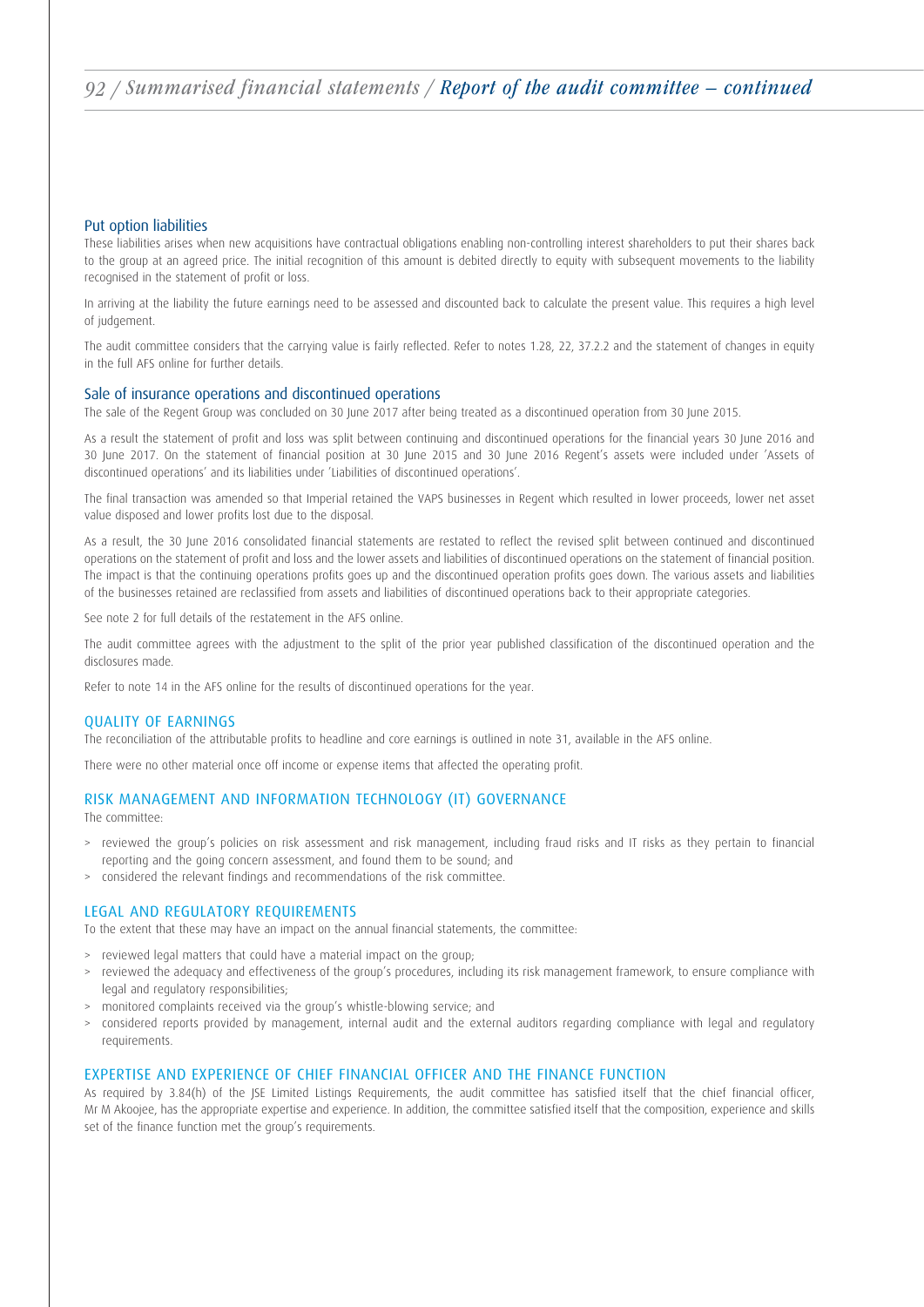### Put option liabilities

These liabilities arises when new acquisitions have contractual obligations enabling non-controlling interest shareholders to put their shares back to the group at an agreed price. The initial recognition of this amount is debited directly to equity with subsequent movements to the liability recognised in the statement of profit or loss.

In arriving at the liability the future earnings need to be assessed and discounted back to calculate the present value. This requires a high level of judgement.

The audit committee considers that the carrying value is fairly reflected. Refer to notes 1.28, 22, 37.2.2 and the statement of changes in equity in the full AFS online for further details.

### Sale of insurance operations and discontinued operations

The sale of the Regent Group was concluded on 30 June 2017 after being treated as a discontinued operation from 30 June 2015.

As a result the statement of profit and loss was split between continuing and discontinued operations for the financial years 30 June 2016 and 30 June 2017. On the statement of financial position at 30 June 2015 and 30 June 2016 Regent's assets were included under 'Assets of discontinued operations' and its liabilities under 'Liabilities of discontinued operations'.

The final transaction was amended so that Imperial retained the VAPS businesses in Regent which resulted in lower proceeds, lower net asset value disposed and lower profits lost due to the disposal.

As a result, the 30 June 2016 consolidated financial statements are restated to reflect the revised split between continued and discontinued operations on the statement of profit and loss and the lower assets and liabilities of discontinued operations on the statement of financial position. The impact is that the continuing operations profits goes up and the discontinued operation profits goes down. The various assets and liabilities of the businesses retained are reclassified from assets and liabilities of discontinued operations back to their appropriate categories.

See note 2 for full details of the restatement in the AFS online.

The audit committee agrees with the adjustment to the split of the prior year published classification of the discontinued operation and the disclosures made.

Refer to note 14 in the AFS online for the results of discontinued operations for the year.

## QUALITY OF EARNINGS

The reconciliation of the attributable profits to headline and core earnings is outlined in note 31, available in the AFS online.

There were no other material once off income or expense items that affected the operating profit.

## RISK MANAGEMENT AND INFORMATION TECHNOLOGY (IT) GOVERNANCE

The committee:

- reviewed the group's policies on risk assessment and risk management, including fraud risks and IT risks as they pertain to financial reporting and the going concern assessment, and found them to be sound; and
- considered the relevant findings and recommendations of the risk committee.

## LEGAL AND REGULATORY REQUIREMENTS

To the extent that these may have an impact on the annual financial statements, the committee:

- reviewed legal matters that could have a material impact on the group;
- reviewed the adequacy and effectiveness of the group's procedures, including its risk management framework, to ensure compliance with legal and regulatory responsibilities;
- monitored complaints received via the group's whistle-blowing service; and
- considered reports provided by management, internal audit and the external auditors regarding compliance with legal and regulatory requirements.

## EXPERTISE AND EXPERIENCE OF CHIEF FINANCIAL OFFICER AND THE FINANCE FUNCTION

As required by 3.84(h) of the JSE Limited Listings Requirements, the audit committee has satisfied itself that the chief financial officer, Mr M Akoojee, has the appropriate expertise and experience. In addition, the committee satisfied itself that the composition, experience and skills set of the finance function met the group's requirements.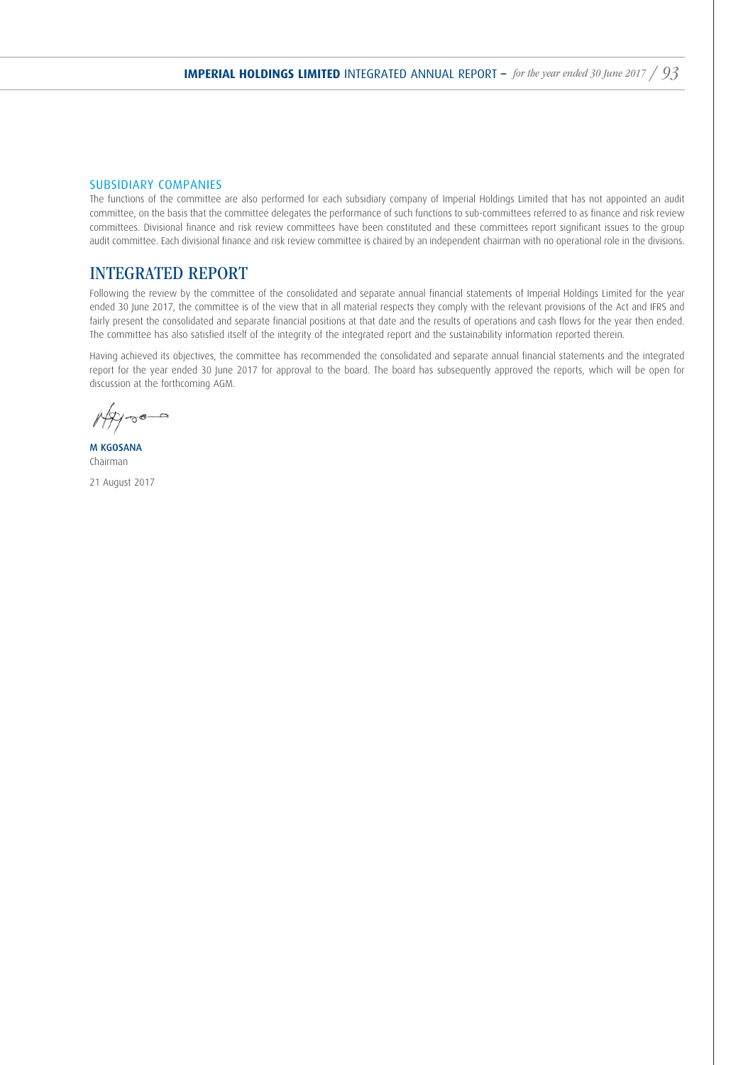### SUBSIDIARY COMPANIES

The functions of the committee are also performed for each subsidiary company of Imperial Holdings Limited that has not appointed an audit committee, on the basis that the committee delegates the performance of such functions to sub-committees referred to as finance and risk review committees. Divisional finance and risk review committees have been constituted and these committees report significant issues to the group audit committee. Each divisional finance and risk review committee is chaired by an independent chairman with no operational role in the divisions.

## INTEGRATED REPORT

Following the review by the committee of the consolidated and separate annual financial statements of Imperial Holdings Limited for the year ended 30 June 2017, the committee is of the view that in all material respects they comply with the relevant provisions of the Act and IFRS and fairly present the consolidated and separate financial positions at that date and the results of operations and cash flows for the year then ended. The committee has also satisfied itself of the integrity of the integrated report and the sustainability information reported therein.

Having achieved its objectives, the committee has recommended the consolidated and separate annual financial statements and the integrated report for the year ended 30 June 2017 for approval to the board. The board has subsequently approved the reports, which will be open for discussion at the forthcoming AGM.

**M KGOSANA**
Chairman

21 August 2017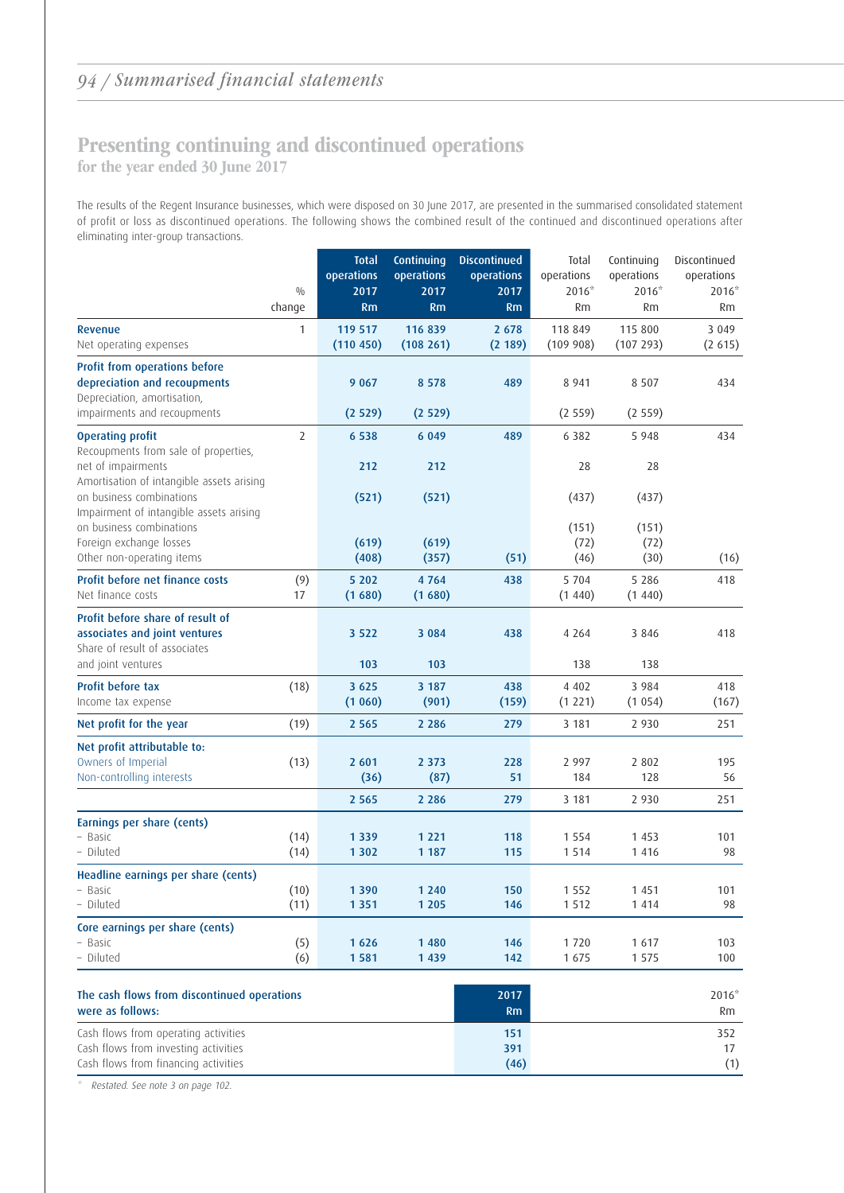## Presenting continuing and discontinued operations

for the year ended 30 June 2017

The results of the Regent Insurance businesses, which were disposed on 30 June 2017, are presented in the summarised consolidated statement of profit or loss as discontinued operations. The following shows the combined result of the continued and discontinued operations after eliminating inter-group transactions.

| | % change | Total operations 2017 Rm | Continuing operations 2017 Rm | Discontinued operations 2017 Rm | Total operations 2016* Rm | Continuing operations 2016* Rm | Discontinued operations 2016* Rm |
|---|---|---|---|---|---|---|---|
| **Revenue** | 1 | 119 517 | 116 839 | 2 678 | 118 849 | 115 800 | 3 049 |
| Net operating expenses | | (110 450) | (108 261) | (2 189) | (109 908) | (107 293) | (2 615) |
| **Profit from operations before depreciation and recoupments** | | 9 067 | 8 578 | 489 | 8 941 | 8 507 | 434 |
| Depreciation, amortisation, impairments and recoupments | | (2 529) | (2 529) | | (2 559) | (2 559) | |
| **Operating profit** | 2 | 6 538 | 6 049 | 489 | 6 382 | 5 948 | 434 |
| Recoupments from sale of properties, net of impairments | | 212 | 212 | | 28 | 28 | |
| Amortisation of intangible assets arising on business combinations | | (521) | (521) | | (437) | (437) | |
| Impairment of intangible assets arising on business combinations | | | | | (151) | (151) | |
| Foreign exchange losses | | (619) | (619) | | (72) | (72) | |
| Other non-operating items | | (408) | (357) | (51) | (46) | (30) | (16) |
| **Profit before net finance costs** | (9) | 5 202 | 4 764 | 438 | 5 704 | 5 286 | 418 |
| Net finance costs | 17 | (1 680) | (1 680) | | (1 440) | (1 440) | |
| **Profit before share of result of associates and joint ventures** | | 3 522 | 3 084 | 438 | 4 264 | 3 846 | 418 |
| Share of result of associates and joint ventures | | 103 | 103 | | 138 | 138 | |
| **Profit before tax** | (18) | 3 625 | 3 187 | 438 | 4 402 | 3 984 | 418 |
| Income tax expense | | (1 060) | (901) | (159) | (1 221) | (1 054) | (167) |
| **Net profit for the year** | (19) | 2 565 | 2 286 | 279 | 3 181 | 2 930 | 251 |
| **Net profit attributable to:** | | | | | | | |
| Owners of Imperial | (13) | 2 601 | 2 373 | 228 | 2 997 | 2 802 | 195 |
| Non-controlling interests | | (36) | (87) | 51 | 184 | 128 | 56 |
| | | 2 565 | 2 286 | 279 | 3 181 | 2 930 | 251 |
| **Earnings per share (cents)** | | | | | | | |
| – Basic | (14) | 1 339 | 1 221 | 118 | 1 554 | 1 453 | 101 |
| – Diluted | (14) | 1 302 | 1 187 | 115 | 1 514 | 1 416 | 98 |
| **Headline earnings per share (cents)** | | | | | | | |
| – Basic | (10) | 1 390 | 1 240 | 150 | 1 552 | 1 451 | 101 |
| – Diluted | (11) | 1 351 | 1 205 | 146 | 1 512 | 1 414 | 98 |
| **Core earnings per share (cents)** | | | | | | | |
| – Basic | (5) | 1 626 | 1 480 | 146 | 1 720 | 1 617 | 103 |
| – Diluted | (6) | 1 581 | 1 439 | 142 | 1 675 | 1 575 | 100 |

| **The cash flows from discontinued operations were as follows:** | 2017 Rm | 2016* Rm |
|---|---|---|
| Cash flows from operating activities | 151 | 352 |
| Cash flows from investing activities | 391 | 17 |
| Cash flows from financing activities | (46) | (1) |

\* *Restated. See note 3 on page 102.*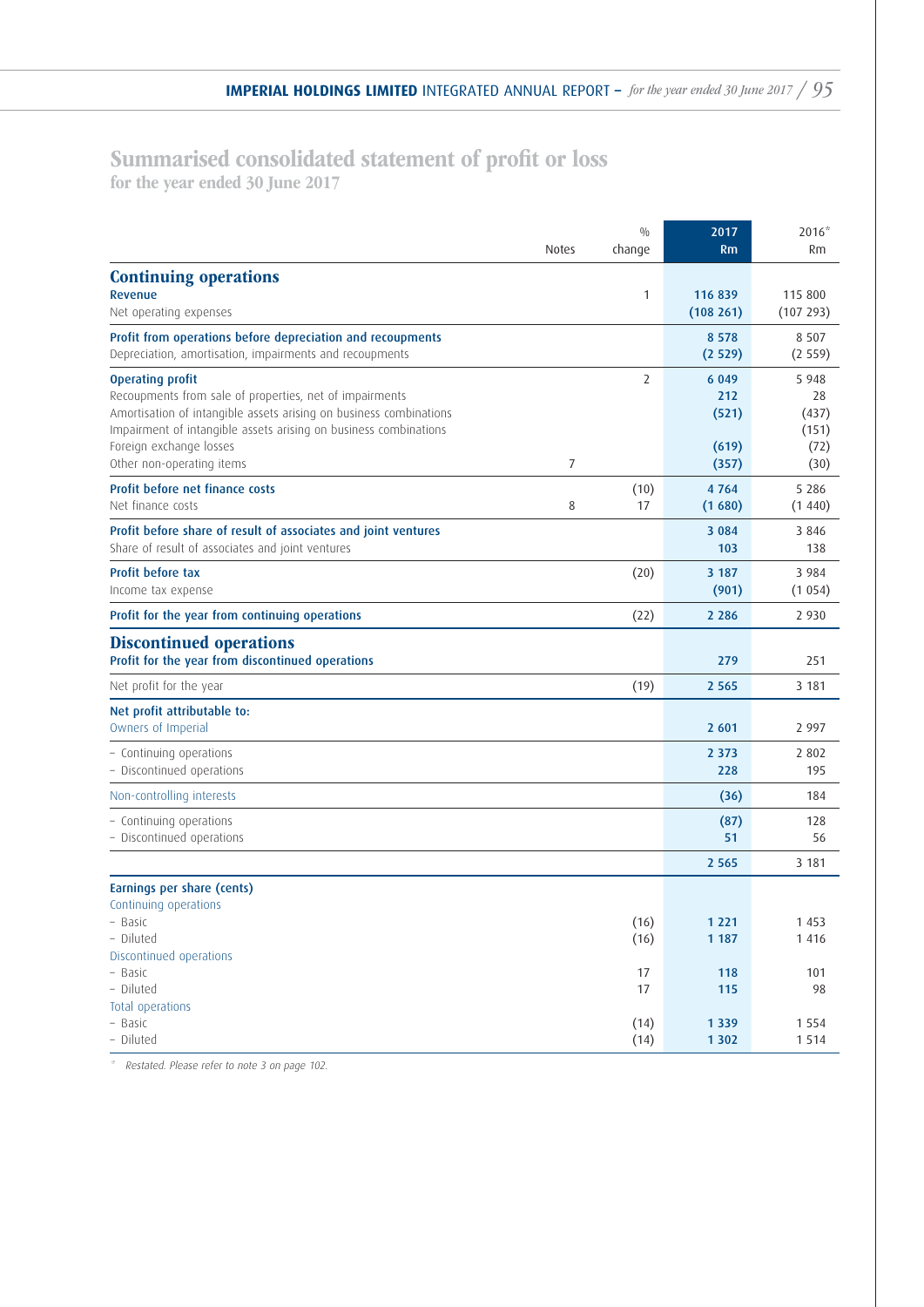# Summarised consolidated statement of profit or loss

**for the year ended 30 June 2017**

| | Notes | % change | 2017 Rm | 2016* Rm |
|---|---|---|---|---|
| **Continuing operations** | | | | |
| **Revenue** | | 1 | 116 839 | 115 800 |
| Net operating expenses | | | (108 261) | (107 293) |
| **Profit from operations before depreciation and recoupments** | | | 8 578 | 8 507 |
| Depreciation, amortisation, impairments and recoupments | | | (2 529) | (2 559) |
| **Operating profit** | | 2 | 6 049 | 5 948 |
| Recoupments from sale of properties, net of impairments | | | 212 | 28 |
| Amortisation of intangible assets arising on business combinations | | | (521) | (437) |
| Impairment of intangible assets arising on business combinations | | | | (151) |
| Foreign exchange losses | | | (619) | (72) |
| Other non-operating items | 7 | | (357) | (30) |
| **Profit before net finance costs** | | (10) | 4 764 | 5 286 |
| Net finance costs | 8 | 17 | (1 680) | (1 440) |
| **Profit before share of result of associates and joint ventures** | | | 3 084 | 3 846 |
| Share of result of associates and joint ventures | | | 103 | 138 |
| **Profit before tax** | | (20) | 3 187 | 3 984 |
| Income tax expense | | | (901) | (1 054) |
| **Profit for the year from continuing operations** | | (22) | 2 286 | 2 930 |
| **Discontinued operations** | | | | |
| **Profit for the year from discontinued operations** | | | 279 | 251 |
| Net profit for the year | | (19) | 2 565 | 3 181 |
| **Net profit attributable to:** | | | | |
| Owners of Imperial | | | 2 601 | 2 997 |
| – Continuing operations | | | 2 373 | 2 802 |
| – Discontinued operations | | | 228 | 195 |
| Non-controlling interests | | | (36) | 184 |
| – Continuing operations | | | (87) | 128 |
| – Discontinued operations | | | 51 | 56 |
| | | | 2 565 | 3 181 |
| **Earnings per share (cents)** | | | | |
| Continuing operations | | | | |
| – Basic | | (16) | 1 221 | 1 453 |
| – Diluted | | (16) | 1 187 | 1 416 |
| Discontinued operations | | | | |
| – Basic | | 17 | 118 | 101 |
| – Diluted | | 17 | 115 | 98 |
| Total operations | | | | |
| – Basic | | (14) | 1 339 | 1 554 |
| – Diluted | | (14) | 1 302 | 1 514 |

\* *Restated. Please refer to note 3 on page 102.*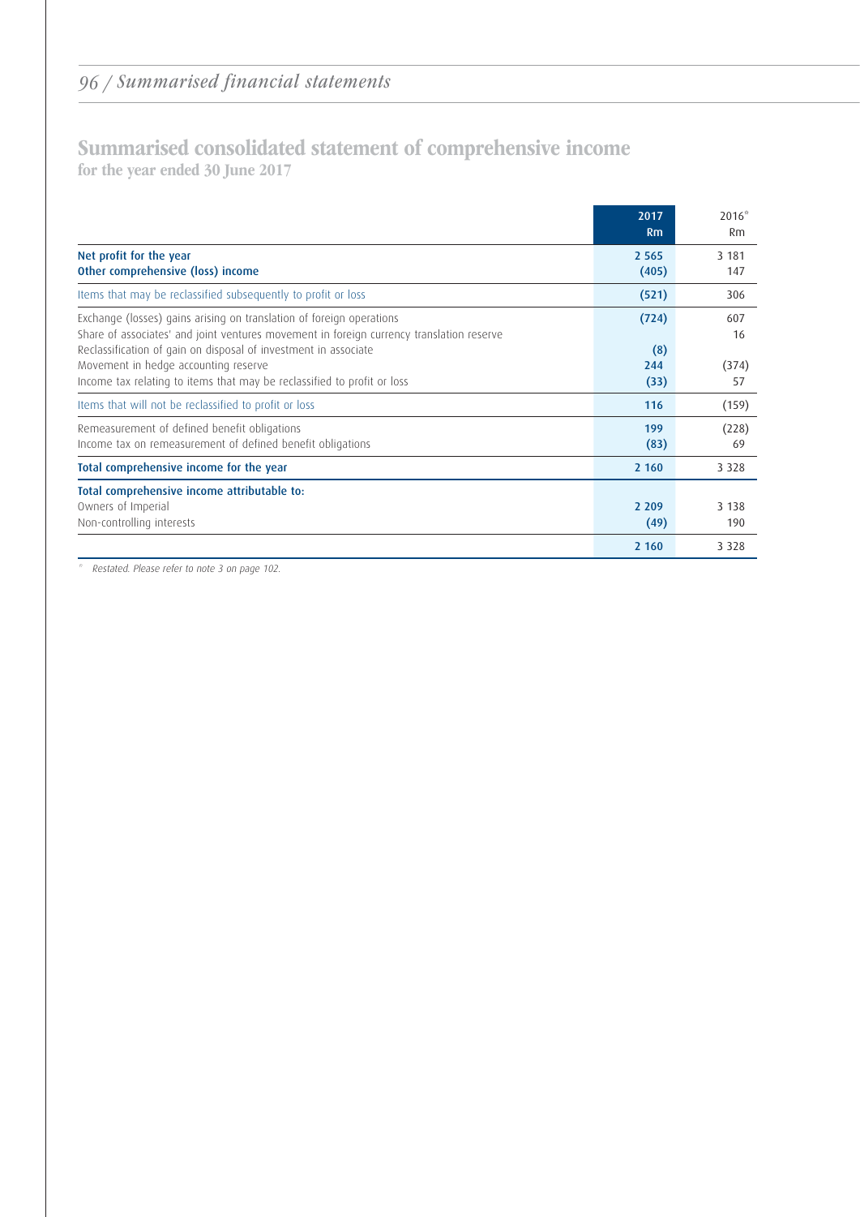## Summarised consolidated statement of comprehensive income

**for the year ended 30 June 2017**

| | 2017 Rm | 2016* Rm |
|---|---|---|
| **Net profit for the year** | 2 565 | 3 181 |
| **Other comprehensive (loss) income** | (405) | 147 |
| Items that may be reclassified subsequently to profit or loss | (521) | 306 |
| Exchange (losses) gains arising on translation of foreign operations | (724) | 607 |
| Share of associates' and joint ventures movement in foreign currency translation reserve | | 16 |
| Reclassification of gain on disposal of investment in associate | (8) | |
| Movement in hedge accounting reserve | 244 | (374) |
| Income tax relating to items that may be reclassified to profit or loss | (33) | 57 |
| Items that will not be reclassified to profit or loss | 116 | (159) |
| Remeasurement of defined benefit obligations | 199 | (228) |
| Income tax on remeasurement of defined benefit obligations | (83) | 69 |
| **Total comprehensive income for the year** | 2 160 | 3 328 |
| **Total comprehensive income attributable to:** | | |
| Owners of Imperial | 2 209 | 3 138 |
| Non-controlling interests | (49) | 190 |
| | 2 160 | 3 328 |

\* *Restated. Please refer to note 3 on page 102.*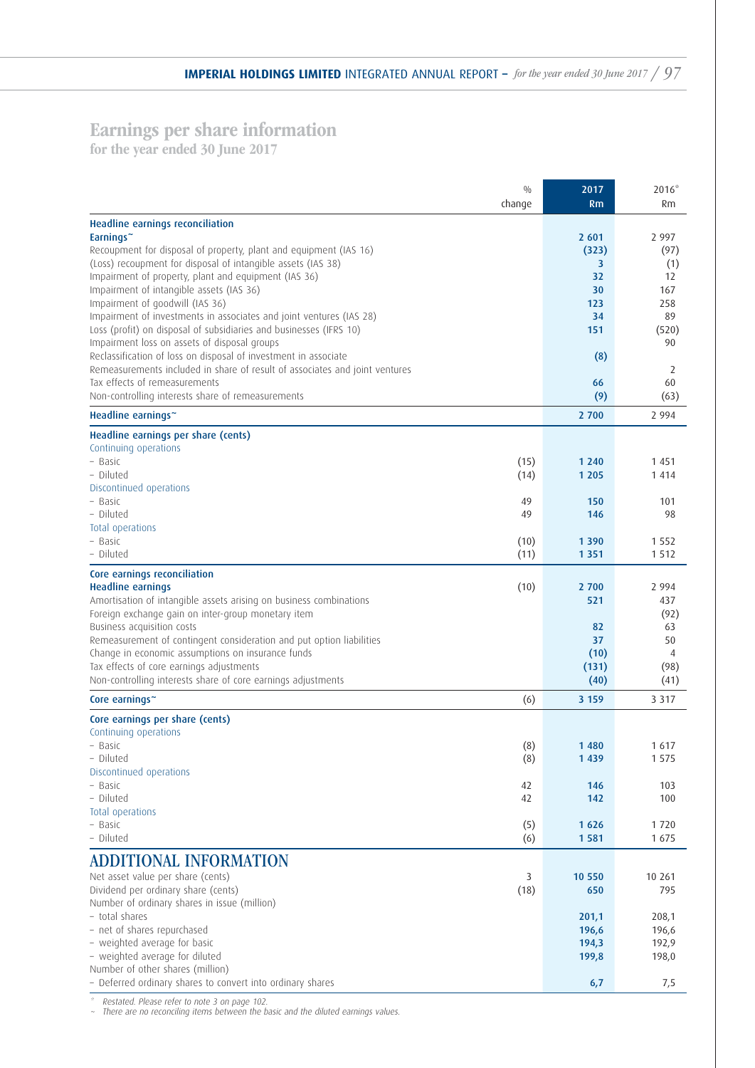# Earnings per share information

**for the year ended 30 June 2017**

| | % change | 2017 Rm | 2016* Rm |
|---|---|---|---|
| **Headline earnings reconciliation** | | | |
| **Earnings~** | | **2 601** | 2 997 |
| Recoupment for disposal of property, plant and equipment (IAS 16) | | **(323)** | (97) |
| (Loss) recoupment for disposal of intangible assets (IAS 38) | | **3** | (1) |
| Impairment of property, plant and equipment (IAS 36) | | **32** | 12 |
| Impairment of intangible assets (IAS 36) | | **30** | 167 |
| Impairment of goodwill (IAS 36) | | **123** | 258 |
| Impairment of investments in associates and joint ventures (IAS 28) | | **34** | 89 |
| Loss (profit) on disposal of subsidiaries and businesses (IFRS 10) | | **151** | (520) |
| Impairment loss on assets of disposal groups | | | 90 |
| Reclassification of loss on disposal of investment in associate | | **(8)** | |
| Remeasurements included in share of result of associates and joint ventures | | | 2 |
| Tax effects of remeasurements | | **66** | 60 |
| Non-controlling interests share of remeasurements | | **(9)** | (63) |
| **Headline earnings~** | | **2 700** | 2 994 |
| **Headline earnings per share (cents)** | | | |
| Continuing operations | | | |
| – Basic | (15) | **1 240** | 1 451 |
| – Diluted | (14) | **1 205** | 1 414 |
| Discontinued operations | | | |
| – Basic | 49 | **150** | 101 |
| – Diluted | 49 | **146** | 98 |
| Total operations | | | |
| – Basic | (10) | **1 390** | 1 552 |
| – Diluted | (11) | **1 351** | 1 512 |
| **Core earnings reconciliation** | | | |
| **Headline earnings** | (10) | **2 700** | 2 994 |
| Amortisation of intangible assets arising on business combinations | | **521** | 437 |
| Foreign exchange gain on inter-group monetary item | | | (92) |
| Business acquisition costs | | **82** | 63 |
| Remeasurement of contingent consideration and put option liabilities | | **37** | 50 |
| Change in economic assumptions on insurance funds | | **(10)** | 4 |
| Tax effects of core earnings adjustments | | **(131)** | (98) |
| Non-controlling interests share of core earnings adjustments | | **(40)** | (41) |
| **Core earnings~** | (6) | **3 159** | 3 317 |
| **Core earnings per share (cents)** | | | |
| Continuing operations | | | |
| – Basic | (8) | **1 480** | 1 617 |
| – Diluted | (8) | **1 439** | 1 575 |
| Discontinued operations | | | |
| – Basic | 42 | **146** | 103 |
| – Diluted | 42 | **142** | 100 |
| Total operations | | | |
| – Basic | (5) | **1 626** | 1 720 |
| – Diluted | (6) | **1 581** | 1 675 |

## ADDITIONAL INFORMATION

| | % change | 2017 | 2016* |
|---|---|---|---|
| Net asset value per share (cents) | 3 | **10 550** | 10 261 |
| Dividend per ordinary share (cents) | (18) | **650** | 795 |
| Number of ordinary shares in issue (million) | | | |
| – total shares | | **201,1** | 208,1 |
| – net of shares repurchased | | **196,6** | 196,6 |
| – weighted average for basic | | **194,3** | 192,9 |
| – weighted average for diluted | | **199,8** | 198,0 |
| Number of other shares (million) | | | |
| – Deferred ordinary shares to convert into ordinary shares | | **6,7** | 7,5 |

\* *Restated. Please refer to note 3 on page 102.*

~ *There are no reconciling items between the basic and the diluted earnings values.*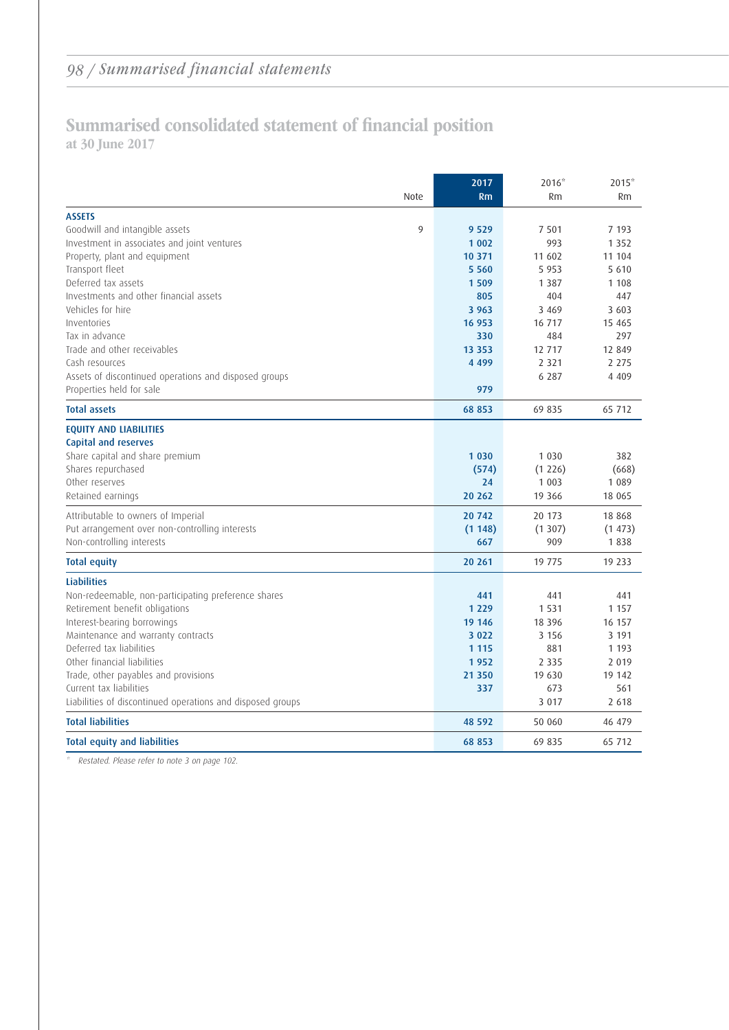# Summarised consolidated statement of financial position

**at 30 June 2017**

| | Note | 2017 Rm | 2016* Rm | 2015* Rm |
|---|---|---|---|---|
| **ASSETS** | | | | |
| Goodwill and intangible assets | 9 | **9 529** | 7 501 | 7 193 |
| Investment in associates and joint ventures | | **1 002** | 993 | 1 352 |
| Property, plant and equipment | | **10 371** | 11 602 | 11 104 |
| Transport fleet | | **5 560** | 5 953 | 5 610 |
| Deferred tax assets | | **1 509** | 1 387 | 1 108 |
| Investments and other financial assets | | **805** | 404 | 447 |
| Vehicles for hire | | **3 963** | 3 469 | 3 603 |
| Inventories | | **16 953** | 16 717 | 15 465 |
| Tax in advance | | **330** | 484 | 297 |
| Trade and other receivables | | **13 353** | 12 717 | 12 849 |
| Cash resources | | **4 499** | 2 321 | 2 275 |
| Assets of discontinued operations and disposed groups | | | 6 287 | 4 409 |
| Properties held for sale | | **979** | | |
| **Total assets** | | **68 853** | 69 835 | 65 712 |
| **EQUITY AND LIABILITIES** | | | | |
| **Capital and reserves** | | | | |
| Share capital and share premium | | **1 030** | 1 030 | 382 |
| Shares repurchased | | **(574)** | (1 226) | (668) |
| Other reserves | | **24** | 1 003 | 1 089 |
| Retained earnings | | **20 262** | 19 366 | 18 065 |
| Attributable to owners of Imperial | | **20 742** | 20 173 | 18 868 |
| Put arrangement over non-controlling interests | | **(1 148)** | (1 307) | (1 473) |
| Non-controlling interests | | **667** | 909 | 1 838 |
| **Total equity** | | **20 261** | 19 775 | 19 233 |
| **Liabilities** | | | | |
| Non-redeemable, non-participating preference shares | | **441** | 441 | 441 |
| Retirement benefit obligations | | **1 229** | 1 531 | 1 157 |
| Interest-bearing borrowings | | **19 146** | 18 396 | 16 157 |
| Maintenance and warranty contracts | | **3 022** | 3 156 | 3 191 |
| Deferred tax liabilities | | **1 115** | 881 | 1 193 |
| Other financial liabilities | | **1 952** | 2 335 | 2 019 |
| Trade, other payables and provisions | | **21 350** | 19 630 | 19 142 |
| Current tax liabilities | | **337** | 673 | 561 |
| Liabilities of discontinued operations and disposed groups | | | 3 017 | 2 618 |
| **Total liabilities** | | **48 592** | 50 060 | 46 479 |
| **Total equity and liabilities** | | **68 853** | 69 835 | 65 712 |

\* *Restated. Please refer to note 3 on page 102.*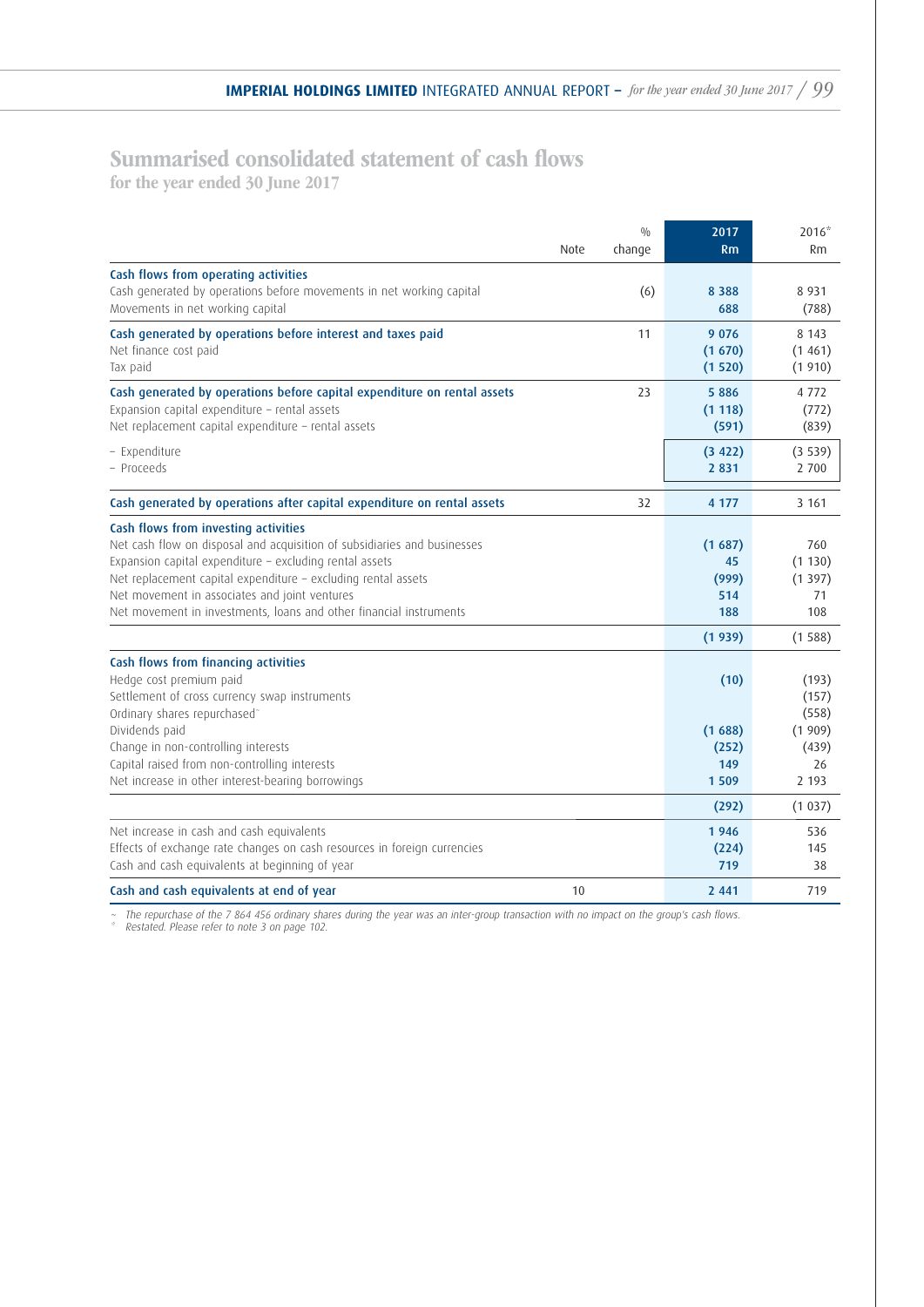# Summarised consolidated statement of cash flows

for the year ended 30 June 2017

| | Note | % change | 2017 Rm | 2016* Rm |
|---|---|---|---|---|
| **Cash flows from operating activities** | | | | |
| Cash generated by operations before movements in net working capital | | (6) | 8 388 | 8 931 |
| Movements in net working capital | | | 688 | (788) |
| **Cash generated by operations before interest and taxes paid** | | 11 | 9 076 | 8 143 |
| Net finance cost paid | | | (1 670) | (1 461) |
| Tax paid | | | (1 520) | (1 910) |
| **Cash generated by operations before capital expenditure on rental assets** | | 23 | 5 886 | 4 772 |
| Expansion capital expenditure – rental assets | | | (1 118) | (772) |
| Net replacement capital expenditure – rental assets | | | (591) | (839) |
| – Expenditure | | | (3 422) | (3 539) |
| – Proceeds | | | 2 831 | 2 700 |
| **Cash generated by operations after capital expenditure on rental assets** | | 32 | 4 177 | 3 161 |
| **Cash flows from investing activities** | | | | |
| Net cash flow on disposal and acquisition of subsidiaries and businesses | | | (1 687) | 760 |
| Expansion capital expenditure – excluding rental assets | | | 45 | (1 130) |
| Net replacement capital expenditure – excluding rental assets | | | (999) | (1 397) |
| Net movement in associates and joint ventures | | | 514 | 71 |
| Net movement in investments, loans and other financial instruments | | | 188 | 108 |
| | | | (1 939) | (1 588) |
| **Cash flows from financing activities** | | | | |
| Hedge cost premium paid | | | (10) | (193) |
| Settlement of cross currency swap instruments | | | | (157) |
| Ordinary shares repurchased~ | | | | (558) |
| Dividends paid | | | (1 688) | (1 909) |
| Change in non-controlling interests | | | (252) | (439) |
| Capital raised from non-controlling interests | | | 149 | 26 |
| Net increase in other interest-bearing borrowings | | | 1 509 | 2 193 |
| | | | (292) | (1 037) |
| Net increase in cash and cash equivalents | | | 1 946 | 536 |
| Effects of exchange rate changes on cash resources in foreign currencies | | | (224) | 145 |
| Cash and cash equivalents at beginning of year | | | 719 | 38 |
| **Cash and cash equivalents at end of year** | 10 | | 2 441 | 719 |

~ *The repurchase of the 7 864 456 ordinary shares during the year was an inter-group transaction with no impact on the group's cash flows.*

\* *Restated. Please refer to note 3 on page 102.*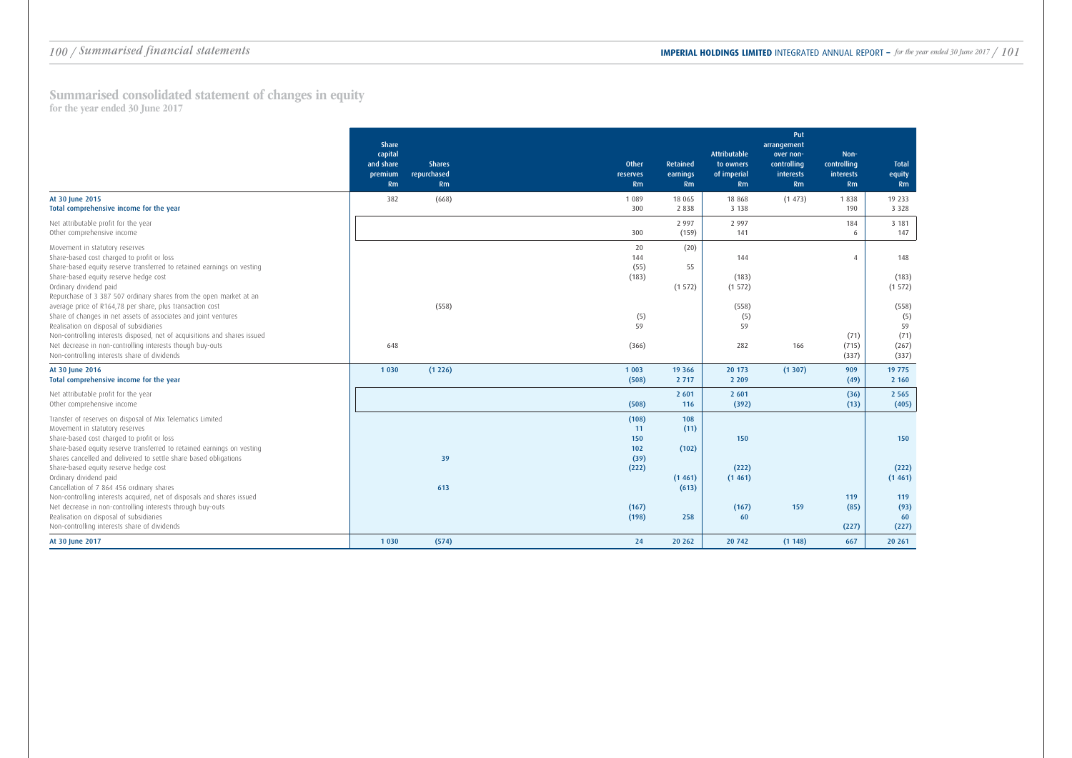# Summarised consolidated statement of changes in equity

for the year ended 30 June 2017

| | Share capital and share premium Rm | Shares repurchased Rm | Other reserves Rm | Retained earnings Rm | Attributable to owners of imperial Rm | Put arrangement over non-controlling interests Rm | Non-controlling interests Rm | Total equity Rm |
|---|---|---|---|---|---|---|---|---|
| **At 30 June 2015** | 382 | (668) | 1 089 | 18 065 | 18 868 | (1 473) | 1 838 | 19 233 |
| **Total comprehensive income for the year** | | | 300 | 2 838 | 3 138 | | 190 | 3 328 |
| Net attributable profit for the year | | | | 2 997 | 2 997 | | 184 | 3 181 |
| Other comprehensive income | | | 300 | (159) | 141 | | 6 | 147 |
| Movement in statutory reserves | | | 20 | (20) | | | | |
| Share-based cost charged to profit or loss | | | 144 | | 144 | | 4 | 148 |
| Share-based equity reserve transferred to retained earnings on vesting | | | (55) | 55 | | | | |
| Share-based equity reserve hedge cost | | | (183) | | (183) | | | (183) |
| Ordinary dividend paid | | | | (1 572) | (1 572) | | | (1 572) |
| Repurchase of 3 387 507 ordinary shares from the open market at an average price of R164,78 per share, plus transaction cost | | (558) | | | (558) | | | (558) |
| Share of changes in net assets of associates and joint ventures | | | (5) | | (5) | | | (5) |
| Realisation on disposal of subsidiaries | | | 59 | | 59 | | | 59 |
| Non-controlling interests disposed, net of acquisitions and shares issued | | | | | | | (71) | (71) |
| Net decrease in non-controlling interests though buy-outs | 648 | | (366) | | 282 | 166 | (715) | (267) |
| Non-controlling interests share of dividends | | | | | | | (337) | (337) |
| **At 30 June 2016** | **1 030** | **(1 226)** | **1 003** | **19 366** | **20 173** | **(1 307)** | **909** | **19 775** |
| **Total comprehensive income for the year** | | | **(508)** | **2 717** | **2 209** | | **(49)** | **2 160** |
| Net attributable profit for the year | | | | 2 601 | 2 601 | | (36) | 2 565 |
| Other comprehensive income | | | (508) | 116 | (392) | | (13) | (405) |
| Transfer of reserves on disposal of Mix Telematics Limited | | | (108) | 108 | | | | |
| Movement in statutory reserves | | | 11 | (11) | | | | |
| Share-based cost charged to profit or loss | | | 150 | | 150 | | | 150 |
| Share-based equity reserve transferred to retained earnings on vesting | | | 102 | (102) | | | | |
| Shares cancelled and delivered to settle share based obligations | | 39 | (39) | | | | | |
| Share-based equity reserve hedge cost | | | (222) | | (222) | | | (222) |
| Ordinary dividend paid | | | | (1 461) | (1 461) | | | (1 461) |
| Cancellation of 7 864 456 ordinary shares | | 613 | | (613) | | | | |
| Non-controlling interests acquired, net of disposals and shares issued | | | | | | | 119 | 119 |
| Net decrease in non-controlling interests through buy-outs | | | (167) | | (167) | 159 | (85) | (93) |
| Realisation on disposal of subsidiaries | | | (198) | 258 | 60 | | | 60 |
| Non-controlling interests share of dividends | | | | | | | (227) | (227) |
| **At 30 June 2017** | **1 030** | **(574)** | **24** | **20 262** | **20 742** | **(1 148)** | **667** | **20 261** |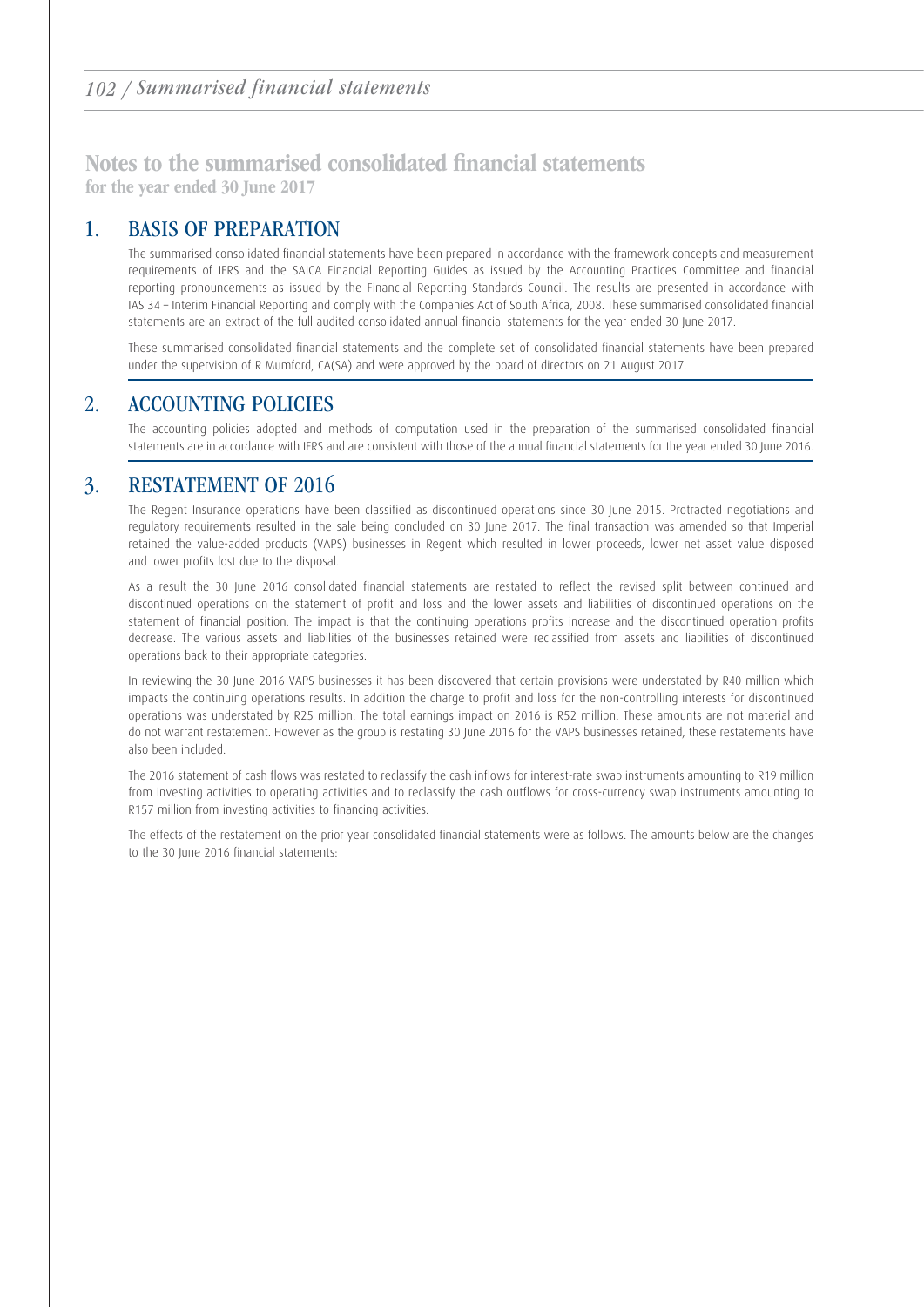# Notes to the summarised consolidated financial statements

**for the year ended 30 June 2017**

## 1. BASIS OF PREPARATION

The summarised consolidated financial statements have been prepared in accordance with the framework concepts and measurement requirements of IFRS and the SAICA Financial Reporting Guides as issued by the Accounting Practices Committee and financial reporting pronouncements as issued by the Financial Reporting Standards Council. The results are presented in accordance with IAS 34 – Interim Financial Reporting and comply with the Companies Act of South Africa, 2008. These summarised consolidated financial statements are an extract of the full audited consolidated annual financial statements for the year ended 30 June 2017.

These summarised consolidated financial statements and the complete set of consolidated financial statements have been prepared under the supervision of R Mumford, CA(SA) and were approved by the board of directors on 21 August 2017.

## 2. ACCOUNTING POLICIES

The accounting policies adopted and methods of computation used in the preparation of the summarised consolidated financial statements are in accordance with IFRS and are consistent with those of the annual financial statements for the year ended 30 June 2016.

## 3. RESTATEMENT OF 2016

The Regent Insurance operations have been classified as discontinued operations since 30 June 2015. Protracted negotiations and regulatory requirements resulted in the sale being concluded on 30 June 2017. The final transaction was amended so that Imperial retained the value-added products (VAPS) businesses in Regent which resulted in lower proceeds, lower net asset value disposed and lower profits lost due to the disposal.

As a result the 30 June 2016 consolidated financial statements are restated to reflect the revised split between continued and discontinued operations on the statement of profit and loss and the lower assets and liabilities of discontinued operations on the statement of financial position. The impact is that the continuing operations profits increase and the discontinued operation profits decrease. The various assets and liabilities of the businesses retained were reclassified from assets and liabilities of discontinued operations back to their appropriate categories.

In reviewing the 30 June 2016 VAPS businesses it has been discovered that certain provisions were understated by R40 million which impacts the continuing operations results. In addition the charge to profit and loss for the non-controlling interests for discontinued operations was understated by R25 million. The total earnings impact on 2016 is R52 million. These amounts are not material and do not warrant restatement. However as the group is restating 30 June 2016 for the VAPS businesses retained, these restatements have also been included.

The 2016 statement of cash flows was restated to reclassify the cash inflows for interest-rate swap instruments amounting to R19 million from investing activities to operating activities and to reclassify the cash outflows for cross-currency swap instruments amounting to R157 million from investing activities to financing activities.

The effects of the restatement on the prior year consolidated financial statements were as follows. The amounts below are the changes to the 30 June 2016 financial statements: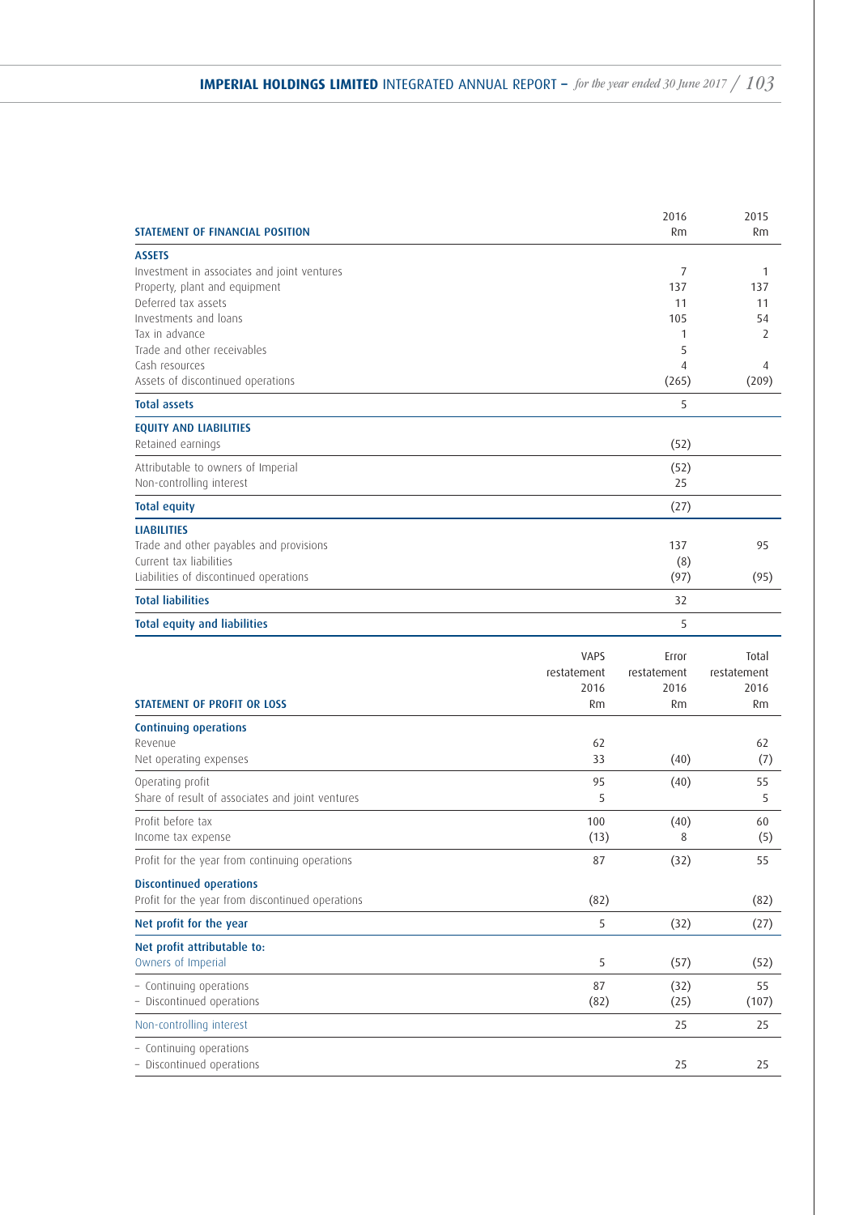| STATEMENT OF FINANCIAL POSITION | 2016 Rm | 2015 Rm |
|---|---|---|
| **ASSETS** | | |
| Investment in associates and joint ventures | 7 | 1 |
| Property, plant and equipment | 137 | 137 |
| Deferred tax assets | 11 | 11 |
| Investments and loans | 105 | 54 |
| Tax in advance | 1 | 2 |
| Trade and other receivables | 5 | |
| Cash resources | 4 | 4 |
| Assets of discontinued operations | (265) | (209) |
| **Total assets** | 5 | |
| **EQUITY AND LIABILITIES** | | |
| Retained earnings | (52) | |
| Attributable to owners of Imperial | (52) | |
| Non-controlling interest | 25 | |
| **Total equity** | (27) | |
| **LIABILITIES** | | |
| Trade and other payables and provisions | 137 | 95 |
| Current tax liabilities | (8) | |
| Liabilities of discontinued operations | (97) | (95) |
| **Total liabilities** | 32 | |
| **Total equity and liabilities** | 5 | |

| STATEMENT OF PROFIT OR LOSS | VAPS restatement 2016 Rm | Error restatement 2016 Rm | Total restatement 2016 Rm |
|---|---|---|---|
| **Continuing operations** | | | |
| Revenue | 62 | | 62 |
| Net operating expenses | 33 | (40) | (7) |
| Operating profit | 95 | (40) | 55 |
| Share of result of associates and joint ventures | 5 | | 5 |
| Profit before tax | 100 | (40) | 60 |
| Income tax expense | (13) | 8 | (5) |
| Profit for the year from continuing operations | 87 | (32) | 55 |
| **Discontinued operations** | | | |
| Profit for the year from discontinued operations | (82) | | (82) |
| **Net profit for the year** | 5 | (32) | (27) |
| **Net profit attributable to:** | | | |
| Owners of Imperial | 5 | (57) | (52) |
| – Continuing operations | 87 | (32) | 55 |
| – Discontinued operations | (82) | (25) | (107) |
| Non-controlling interest | | 25 | 25 |
| – Continuing operations | | | |
| – Discontinued operations | | 25 | 25 |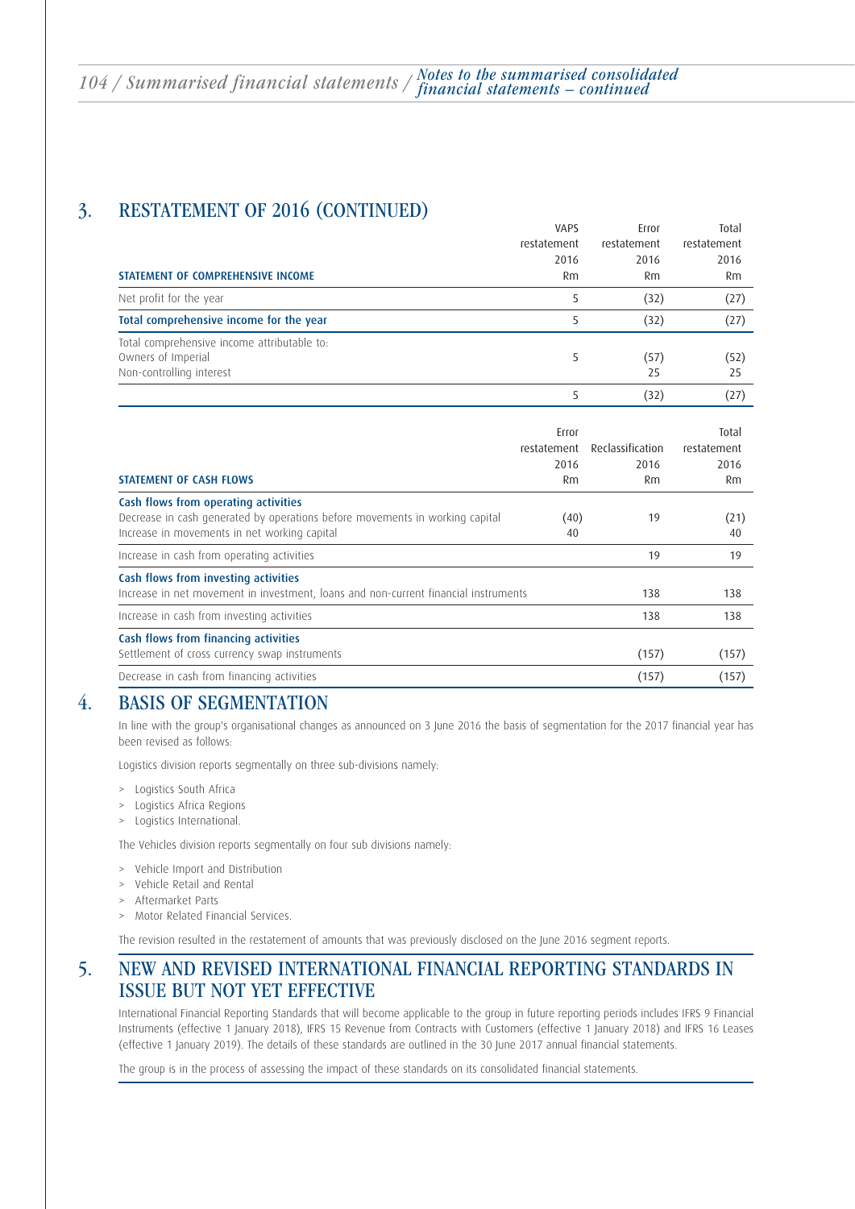## 3. RESTATEMENT OF 2016 (CONTINUED)

| STATEMENT OF COMPREHENSIVE INCOME | VAPS restatement 2016 Rm | Error restatement 2016 Rm | Total restatement 2016 Rm |
|---|---|---|---|
| Net profit for the year | 5 | (32) | (27) |
| **Total comprehensive income for the year** | 5 | (32) | (27) |
| Total comprehensive income attributable to: | | | |
| Owners of Imperial | 5 | (57) | (52) |
| Non-controlling interest | | 25 | 25 |
| | 5 | (32) | (27) |

| STATEMENT OF CASH FLOWS | Error restatement 2016 Rm | Reclassification 2016 Rm | Total restatement 2016 Rm |
|---|---|---|---|
| **Cash flows from operating activities** | | | |
| Decrease in cash generated by operations before movements in working capital | (40) | 19 | (21) |
| Increase in movements in net working capital | 40 | | 40 |
| Increase in cash from operating activities | | 19 | 19 |
| **Cash flows from investing activities** | | | |
| Increase in net movement in investment, loans and non-current financial instruments | | 138 | 138 |
| Increase in cash from investing activities | | 138 | 138 |
| **Cash flows from financing activities** | | | |
| Settlement of cross currency swap instruments | | (157) | (157) |
| Decrease in cash from financing activities | | (157) | (157) |

## 4. BASIS OF SEGMENTATION

In line with the group's organisational changes as announced on 3 June 2016 the basis of segmentation for the 2017 financial year has been revised as follows:

Logistics division reports segmentally on three sub-divisions namely:

- Logistics South Africa
- Logistics Africa Regions
- Logistics International.

The Vehicles division reports segmentally on four sub divisions namely:

- Vehicle Import and Distribution
- Vehicle Retail and Rental
- Aftermarket Parts
- Motor Related Financial Services.

The revision resulted in the restatement of amounts that was previously disclosed on the June 2016 segment reports.

## 5. NEW AND REVISED INTERNATIONAL FINANCIAL REPORTING STANDARDS IN ISSUE BUT NOT YET EFFECTIVE

International Financial Reporting Standards that will become applicable to the group in future reporting periods includes IFRS 9 Financial Instruments (effective 1 January 2018), IFRS 15 Revenue from Contracts with Customers (effective 1 January 2018) and IFRS 16 Leases (effective 1 January 2019). The details of these standards are outlined in the 30 June 2017 annual financial statements.

The group is in the process of assessing the impact of these standards on its consolidated financial statements.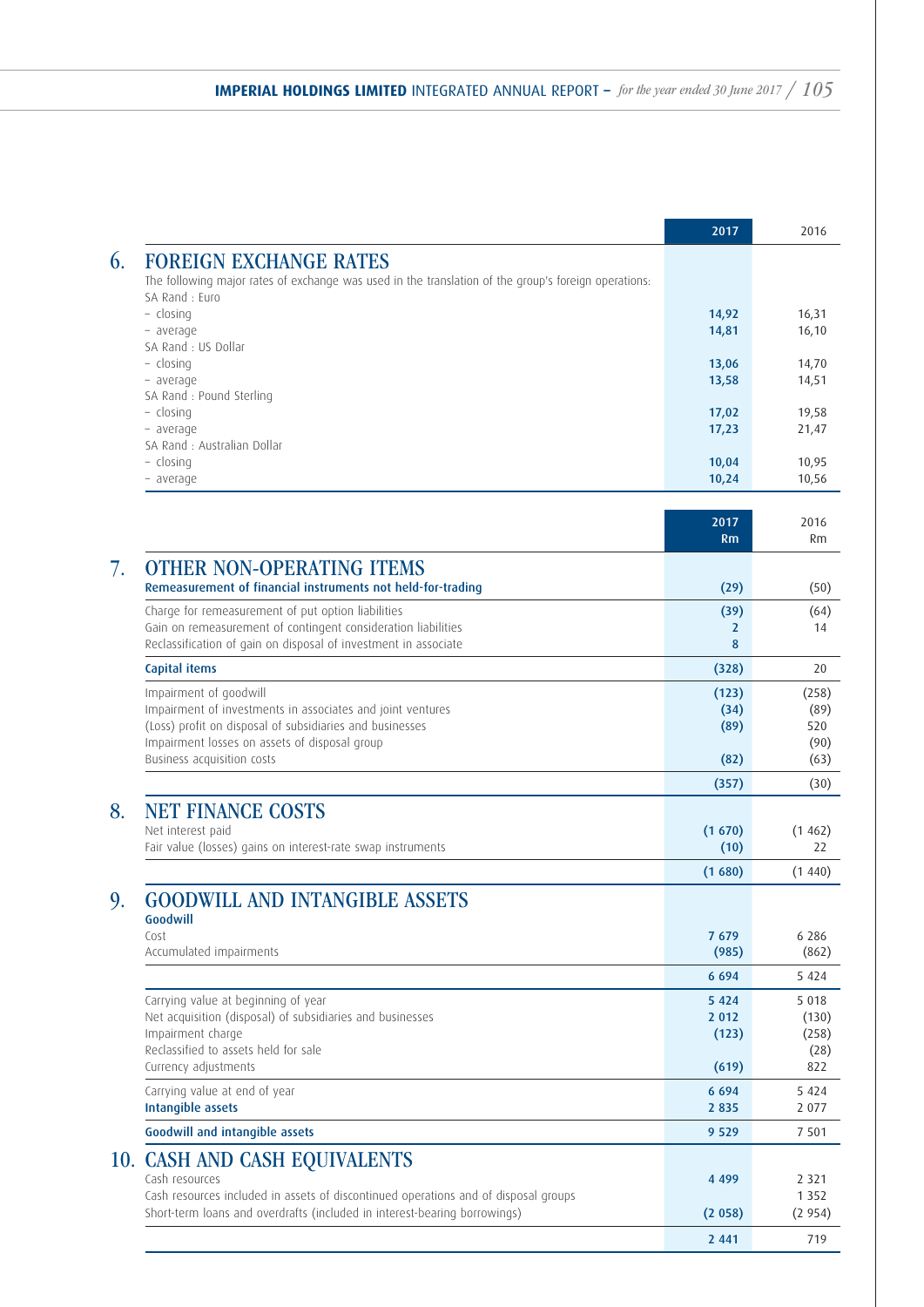## 6. FOREIGN EXCHANGE RATES

The following major rates of exchange was used in the translation of the group's foreign operations:

| | 2017 | 2016 |
|---|---|---|
| SA Rand : Euro | | |
| – closing | 14,92 | 16,31 |
| – average | 14,81 | 16,10 |
| SA Rand : US Dollar | | |
| – closing | 13,06 | 14,70 |
| – average | 13,58 | 14,51 |
| SA Rand : Pound Sterling | | |
| – closing | 17,02 | 19,58 |
| – average | 17,23 | 21,47 |
| SA Rand : Australian Dollar | | |
| – closing | 10,04 | 10,95 |
| – average | 10,24 | 10,56 |

## 7. OTHER NON-OPERATING ITEMS

| | 2017 Rm | 2016 Rm |
|---|---|---|
| **Remeasurement of financial instruments not held-for-trading** | (29) | (50) |
| Charge for remeasurement of put option liabilities | (39) | (64) |
| Gain on remeasurement of contingent consideration liabilities | 2 | 14 |
| Reclassification of gain on disposal of investment in associate | 8 | |
| **Capital items** | (328) | 20 |
| Impairment of goodwill | (123) | (258) |
| Impairment of investments in associates and joint ventures | (34) | (89) |
| (Loss) profit on disposal of subsidiaries and businesses | (89) | 520 |
| Impairment losses on assets of disposal group | | (90) |
| Business acquisition costs | (82) | (63) |
| | (357) | (30) |

## 8. NET FINANCE COSTS

| | 2017 Rm | 2016 Rm |
|---|---|---|
| Net interest paid | (1 670) | (1 462) |
| Fair value (losses) gains on interest-rate swap instruments | (10) | 22 |
| | (1 680) | (1 440) |

## 9. GOODWILL AND INTANGIBLE ASSETS

| | 2017 Rm | 2016 Rm |
|---|---|---|
| **Goodwill** | | |
| Cost | 7 679 | 6 286 |
| Accumulated impairments | (985) | (862) |
| | 6 694 | 5 424 |
| Carrying value at beginning of year | 5 424 | 5 018 |
| Net acquisition (disposal) of subsidiaries and businesses | 2 012 | (130) |
| Impairment charge | (123) | (258) |
| Reclassified to assets held for sale | | (28) |
| Currency adjustments | (619) | 822 |
| Carrying value at end of year | 6 694 | 5 424 |
| **Intangible assets** | 2 835 | 2 077 |
| **Goodwill and intangible assets** | 9 529 | 7 501 |

## 10. CASH AND CASH EQUIVALENTS

| | 2017 Rm | 2016 Rm |
|---|---|---|
| Cash resources | 4 499 | 2 321 |
| Cash resources included in assets of discontinued operations and of disposal groups | | 1 352 |
| Short-term loans and overdrafts (included in interest-bearing borrowings) | (2 058) | (2 954) |
| | 2 441 | 719 |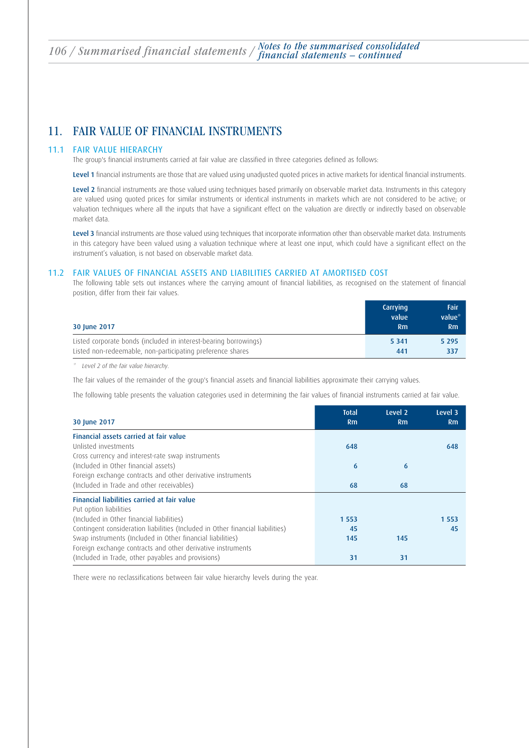# 11. FAIR VALUE OF FINANCIAL INSTRUMENTS

## 11.1 FAIR VALUE HIERARCHY

The group's financial instruments carried at fair value are classified in three categories defined as follows:

**Level 1** financial instruments are those that are valued using unadjusted quoted prices in active markets for identical financial instruments.

**Level 2** financial instruments are those valued using techniques based primarily on observable market data. Instruments in this category are valued using quoted prices for similar instruments or identical instruments in markets which are not considered to be active; or valuation techniques where all the inputs that have a significant effect on the valuation are directly or indirectly based on observable market data.

**Level 3** financial instruments are those valued using techniques that incorporate information other than observable market data. Instruments in this category have been valued using a valuation technique where at least one input, which could have a significant effect on the instrument's valuation, is not based on observable market data.

## 11.2 FAIR VALUES OF FINANCIAL ASSETS AND LIABILITIES CARRIED AT AMORTISED COST

The following table sets out instances where the carrying amount of financial liabilities, as recognised on the statement of financial position, differ from their fair values.

| 30 June 2017 | Carrying value Rm | Fair value* Rm |
|---|---|---|
| Listed corporate bonds (included in interest-bearing borrowings) | 5 341 | 5 295 |
| Listed non-redeemable, non-participating preference shares | 441 | 337 |

\* *Level 2 of the fair value hierarchy.*

The fair values of the remainder of the group's financial assets and financial liabilities approximate their carrying values.

The following table presents the valuation categories used in determining the fair values of financial instruments carried at fair value.

| 30 June 2017 | Total Rm | Level 2 Rm | Level 3 Rm |
|---|---|---|---|
| **Financial assets carried at fair value** | | | |
| Unlisted investments | 648 | | 648 |
| Cross currency and interest-rate swap instruments (Included in Other financial assets) | 6 | 6 | |
| Foreign exchange contracts and other derivative instruments (Included in Trade and other receivables) | 68 | 68 | |
| **Financial liabilities carried at fair value** | | | |
| Put option liabilities (Included in Other financial liabilities) | 1 553 | | 1 553 |
| Contingent consideration liabilities (Included in Other financial liabilities) | 45 | | 45 |
| Swap instruments (Included in Other financial liabilities) | 145 | 145 | |
| Foreign exchange contracts and other derivative instruments (Included in Trade, other payables and provisions) | 31 | 31 | |

There were no reclassifications between fair value hierarchy levels during the year.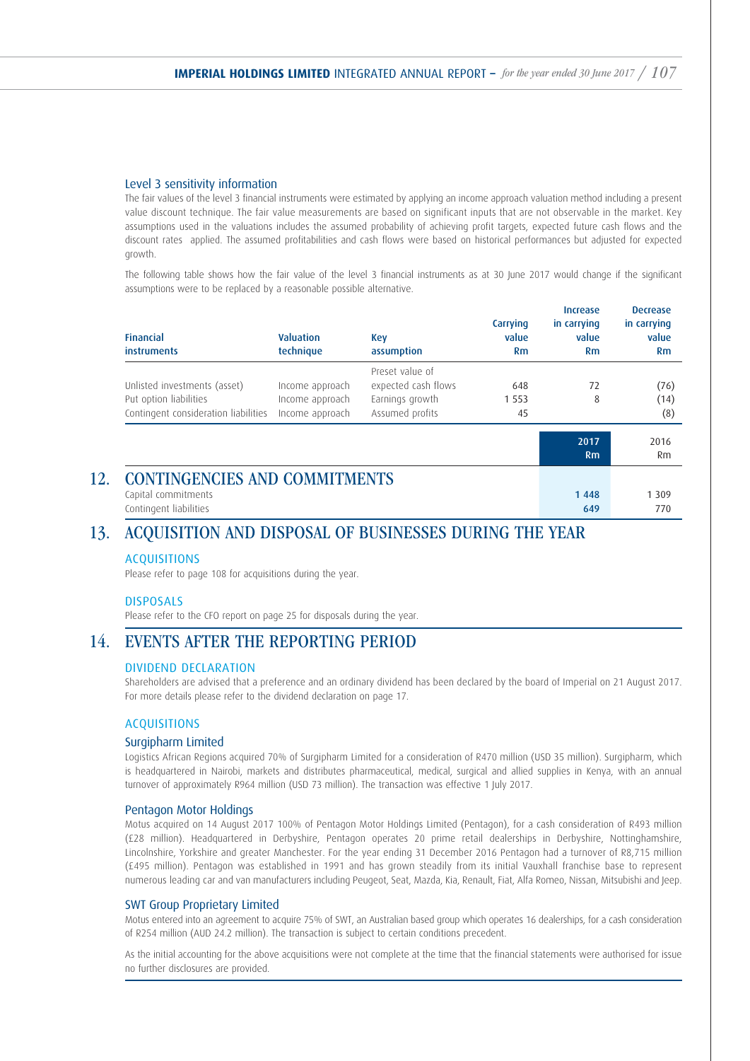### Level 3 sensitivity information

The fair values of the level 3 financial instruments were estimated by applying an income approach valuation method including a present value discount technique. The fair value measurements are based on significant inputs that are not observable in the market. Key assumptions used in the valuations includes the assumed probability of achieving profit targets, expected future cash flows and the discount rates applied. The assumed profitabilities and cash flows were based on historical performances but adjusted for expected growth.

The following table shows how the fair value of the level 3 financial instruments as at 30 June 2017 would change if the significant assumptions were to be replaced by a reasonable possible alternative.

| Financial instruments | Valuation technique | Key assumption | Carrying value Rm | Increase in carrying value Rm | Decrease in carrying value Rm |
|---|---|---|---|---|---|
| Unlisted investments (asset) | Income approach | Preset value of expected cash flows | 648 | 72 | (76) |
| Put option liabilities | Income approach | Earnings growth | 1 553 | 8 | (14) |
| Contingent consideration liabilities | Income approach | Assumed profits | 45 | | (8) |

## 12. CONTINGENCIES AND COMMITMENTS

| | 2017 Rm | 2016 Rm |
|---|---|---|
| Capital commitments | 1 448 | 1 309 |
| Contingent liabilities | 649 | 770 |

## 13. ACQUISITION AND DISPOSAL OF BUSINESSES DURING THE YEAR

### ACQUISITIONS

Please refer to page 108 for acquisitions during the year.

### DISPOSALS

Please refer to the CFO report on page 25 for disposals during the year.

## 14. EVENTS AFTER THE REPORTING PERIOD

### DIVIDEND DECLARATION

Shareholders are advised that a preference and an ordinary dividend has been declared by the board of Imperial on 21 August 2017. For more details please refer to the dividend declaration on page 17.

### ACQUISITIONS

#### Surgipharm Limited

Logistics African Regions acquired 70% of Surgipharm Limited for a consideration of R470 million (USD 35 million). Surgipharm, which is headquartered in Nairobi, markets and distributes pharmaceutical, medical, surgical and allied supplies in Kenya, with an annual turnover of approximately R964 million (USD 73 million). The transaction was effective 1 July 2017.

#### Pentagon Motor Holdings

Motus acquired on 14 August 2017 100% of Pentagon Motor Holdings Limited (Pentagon), for a cash consideration of R493 million (£28 million). Headquartered in Derbyshire, Pentagon operates 20 prime retail dealerships in Derbyshire, Nottinghamshire, Lincolnshire, Yorkshire and greater Manchester. For the year ending 31 December 2016 Pentagon had a turnover of R8,715 million (£495 million). Pentagon was established in 1991 and has grown steadily from its initial Vauxhall franchise base to represent numerous leading car and van manufacturers including Peugeot, Seat, Mazda, Kia, Renault, Fiat, Alfa Romeo, Nissan, Mitsubishi and Jeep.

#### SWT Group Proprietary Limited

Motus entered into an agreement to acquire 75% of SWT, an Australian based group which operates 16 dealerships, for a cash consideration of R254 million (AUD 24.2 million). The transaction is subject to certain conditions precedent.

As the initial accounting for the above acquisitions were not complete at the time that the financial statements were authorised for issue no further disclosures are provided.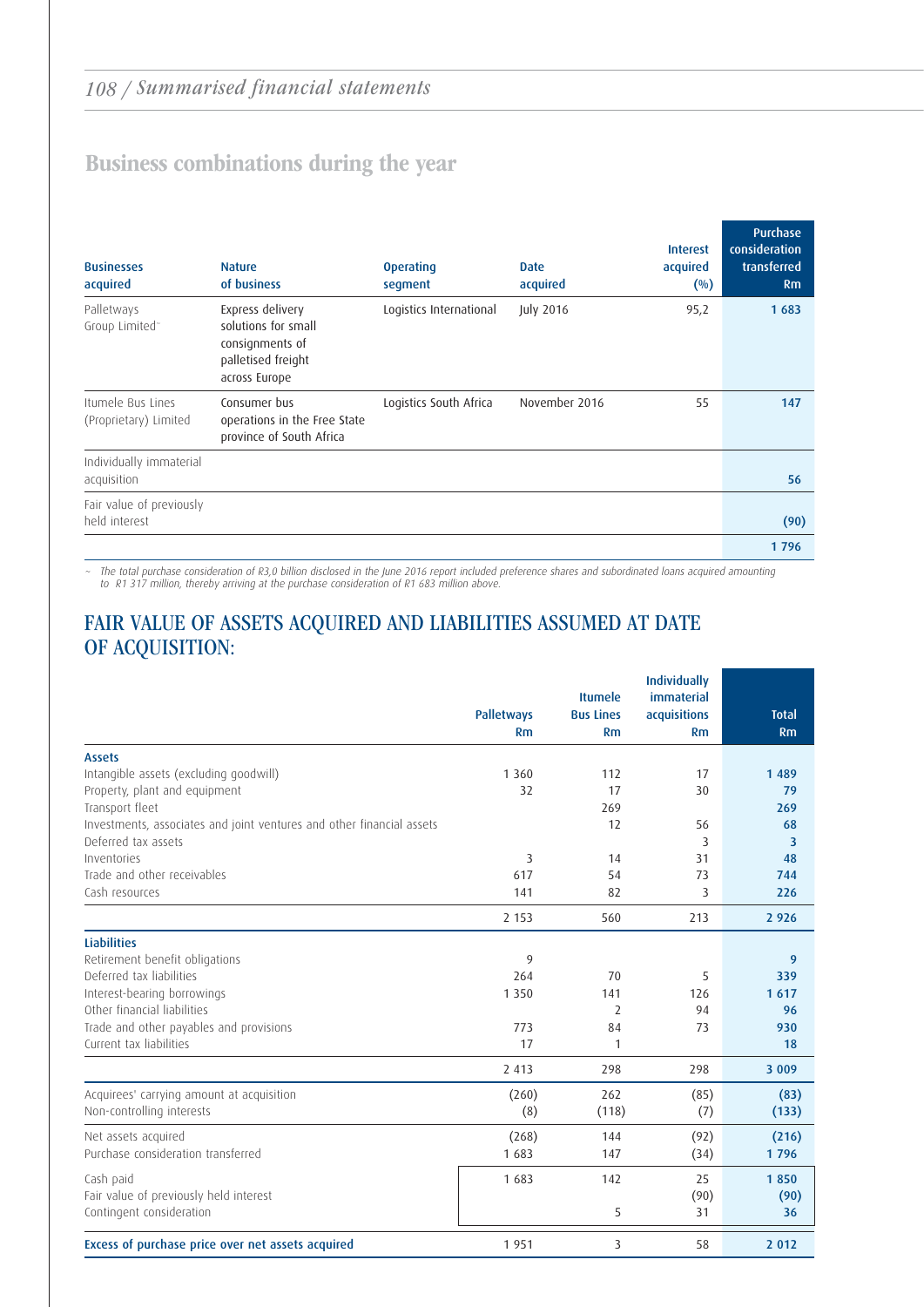## Business combinations during the year

| Businesses acquired | Nature of business | Operating segment | Date acquired | Interest acquired (%) | Purchase consideration transferred Rm |
|---|---|---|---|---|---|
| Palletways Group Limited~ | Express delivery solutions for small consignments of palletised freight across Europe | Logistics International | July 2016 | 95,2 | 1 683 |
| Itumele Bus Lines (Proprietary) Limited | Consumer bus operations in the Free State province of South Africa | Logistics South Africa | November 2016 | 55 | 147 |
| Individually immaterial acquisition | | | | | 56 |
| Fair value of previously held interest | | | | | (90) |
| | | | | | 1 796 |

~ The total purchase consideration of R3,0 billion disclosed in the June 2016 report included preference shares and subordinated loans acquired amounting to R1 317 million, thereby arriving at the purchase consideration of R1 683 million above.

## FAIR VALUE OF ASSETS ACQUIRED AND LIABILITIES ASSUMED AT DATE OF ACQUISITION:

| | Palletways Rm | Itumele Bus Lines Rm | Individually immaterial acquisitions Rm | Total Rm |
|---|---|---|---|---|
| **Assets** | | | | |
| Intangible assets (excluding goodwill) | 1 360 | 112 | 17 | 1 489 |
| Property, plant and equipment | 32 | 17 | 30 | 79 |
| Transport fleet | | 269 | | 269 |
| Investments, associates and joint ventures and other financial assets | | 12 | 56 | 68 |
| Deferred tax assets | | | 3 | 3 |
| Inventories | 3 | 14 | 31 | 48 |
| Trade and other receivables | 617 | 54 | 73 | 744 |
| Cash resources | 141 | 82 | 3 | 226 |
| | 2 153 | 560 | 213 | 2 926 |
| **Liabilities** | | | | |
| Retirement benefit obligations | 9 | | | 9 |
| Deferred tax liabilities | 264 | 70 | 5 | 339 |
| Interest-bearing borrowings | 1 350 | 141 | 126 | 1 617 |
| Other financial liabilities | | 2 | 94 | 96 |
| Trade and other payables and provisions | 773 | 84 | 73 | 930 |
| Current tax liabilities | 17 | 1 | | 18 |
| | 2 413 | 298 | 298 | 3 009 |
| Acquirees' carrying amount at acquisition | (260) | 262 | (85) | (83) |
| Non-controlling interests | (8) | (118) | (7) | (133) |
| Net assets acquired | (268) | 144 | (92) | (216) |
| Purchase consideration transferred | 1 683 | 147 | (34) | 1 796 |
| Cash paid | 1 683 | 142 | 25 | 1 850 |
| Fair value of previously held interest | | | (90) | (90) |
| Contingent consideration | | 5 | 31 | 36 |
| **Excess of purchase price over net assets acquired** | 1 951 | 3 | 58 | 2 012 |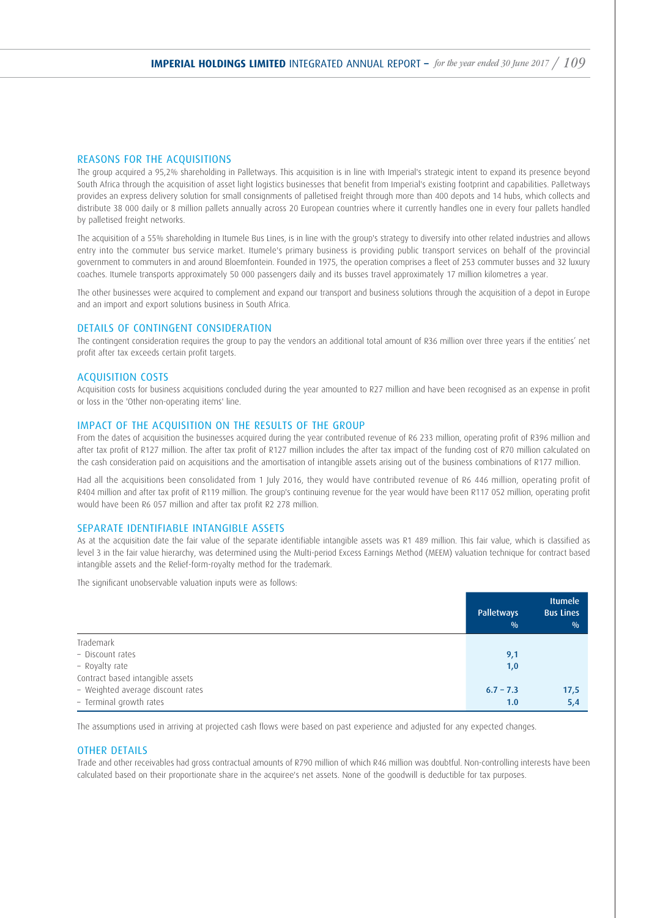## REASONS FOR THE ACQUISITIONS

The group acquired a 95,2% shareholding in Palletways. This acquisition is in line with Imperial's strategic intent to expand its presence beyond South Africa through the acquisition of asset light logistics businesses that benefit from Imperial's existing footprint and capabilities. Palletways provides an express delivery solution for small consignments of palletised freight through more than 400 depots and 14 hubs, which collects and distribute 38 000 daily or 8 million pallets annually across 20 European countries where it currently handles one in every four pallets handled by palletised freight networks.

The acquisition of a 55% shareholding in Itumele Bus Lines, is in line with the group's strategy to diversify into other related industries and allows entry into the commuter bus service market. Itumele's primary business is providing public transport services on behalf of the provincial government to commuters in and around Bloemfontein. Founded in 1975, the operation comprises a fleet of 253 commuter busses and 32 luxury coaches. Itumele transports approximately 50 000 passengers daily and its busses travel approximately 17 million kilometres a year.

The other businesses were acquired to complement and expand our transport and business solutions through the acquisition of a depot in Europe and an import and export solutions business in South Africa.

## DETAILS OF CONTINGENT CONSIDERATION

The contingent consideration requires the group to pay the vendors an additional total amount of R36 million over three years if the entities' net profit after tax exceeds certain profit targets.

## ACQUISITION COSTS

Acquisition costs for business acquisitions concluded during the year amounted to R27 million and have been recognised as an expense in profit or loss in the 'Other non-operating items' line.

## IMPACT OF THE ACQUISITION ON THE RESULTS OF THE GROUP

From the dates of acquisition the businesses acquired during the year contributed revenue of R6 233 million, operating profit of R396 million and after tax profit of R127 million. The after tax profit of R127 million includes the after tax impact of the funding cost of R70 million calculated on the cash consideration paid on acquisitions and the amortisation of intangible assets arising out of the business combinations of R177 million.

Had all the acquisitions been consolidated from 1 July 2016, they would have contributed revenue of R6 446 million, operating profit of R404 million and after tax profit of R119 million. The group's continuing revenue for the year would have been R117 052 million, operating profit would have been R6 057 million and after tax profit R2 278 million.

## SEPARATE IDENTIFIABLE INTANGIBLE ASSETS

As at the acquisition date the fair value of the separate identifiable intangible assets was R1 489 million. This fair value, which is classified as level 3 in the fair value hierarchy, was determined using the Multi-period Excess Earnings Method (MEEM) valuation technique for contract based intangible assets and the Relief-form-royalty method for the trademark.

The significant unobservable valuation inputs were as follows:

| | Palletways % | Itumele Bus Lines % |
|---|---|---|
| Trademark | | |
| – Discount rates | 9,1 | |
| – Royalty rate | 1,0 | |
| Contract based intangible assets | | |
| – Weighted average discount rates | 6.7 – 7.3 | 17,5 |
| – Terminal growth rates | 1.0 | 5,4 |

The assumptions used in arriving at projected cash flows were based on past experience and adjusted for any expected changes.

## OTHER DETAILS

Trade and other receivables had gross contractual amounts of R790 million of which R46 million was doubtful. Non-controlling interests have been calculated based on their proportionate share in the acquiree's net assets. None of the goodwill is deductible for tax purposes.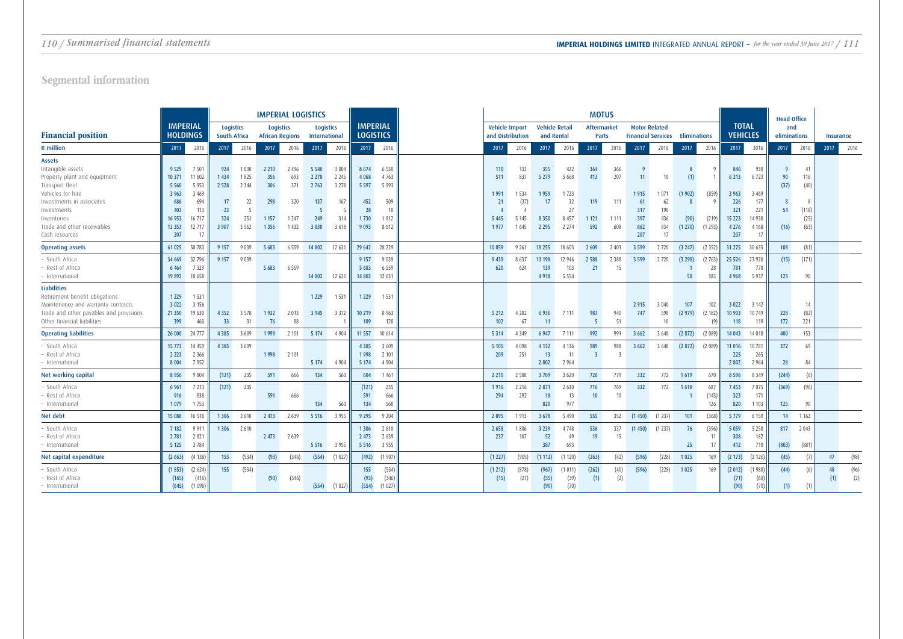# Segmental information

| Financial position | IMPERIAL HOLDINGS | | IMPERIAL LOGISTICS – Logistics South Africa | | IMPERIAL LOGISTICS – Logistics African Regions | | IMPERIAL LOGISTICS – Logistics International | | IMPERIAL LOGISTICS | | MOTUS – Vehicle Import and Distribution | | MOTUS – Vehicle Retail and Rental | | MOTUS – Aftermarket Parts | | MOTUS – Motor Related Financial Services | | MOTUS – Eliminations | | TOTAL VEHICLES | | Head Office and eliminations | | Insurance | |
|---|---|---|---|---|---|---|---|---|---|---|---|---|---|---|---|---|---|---|---|---|---|---|---|---|---|---|
| R million | 2017 | 2016 | 2017 | 2016 | 2017 | 2016 | 2017 | 2016 | 2017 | 2016 | 2017 | 2016 | 2017 | 2016 | 2017 | 2016 | 2017 | 2016 | 2017 | 2016 | 2017 | 2016 | 2017 | 2016 | 2017 | 2016 |
| **Assets** | | | | | | | | | | | | | | | | | | | | | | | | | | |
| Intangible assets | 9 529 | 7 501 | 924 | 1 030 | 2 210 | 2 496 | 5 540 | 3 004 | 8 674 | 6 530 | 110 | 133 | 355 | 422 | 364 | 366 | 9 | | 8 | 9 | 846 | 930 | 9 | 41 | | |
| Property plant and equipment | 10 371 | 11 602 | 1 434 | 1 825 | 356 | 693 | 2 278 | 2 245 | 4 068 | 4 763 | 511 | 837 | 5 279 | 5 668 | 413 | 207 | 11 | 10 | (1) | 1 | 6 213 | 6 723 | 90 | 116 | | |
| Transport fleet | 5 560 | 5 953 | 2 528 | 2 344 | 306 | 371 | 2 763 | 3 278 | 5 597 | 5 993 | | | | | | | | | | | | | (37) | (40) | | |
| Vehicles for hire | 3 963 | 3 469 | | | | | | | | | 1 991 | 1 534 | 1 959 | 1 723 | | | 1 915 | 1 071 | (1 902) | (859) | 3 963 | 3 469 | | | | |
| Investments in associates | 686 | 694 | 17 | 22 | 298 | 320 | 137 | 167 | 452 | 509 | 21 | (37) | 17 | 32 | 119 | 111 | 61 | 62 | 8 | 9 | 226 | 177 | 8 | 8 | | |
| Investments | 403 | 113 | 23 | 5 | | | 5 | 5 | 28 | 10 | 4 | 4 | | 27 | | | 317 | 190 | | | 321 | 221 | 54 | (118) | | |
| Inventories | 16 953 | 16 717 | 324 | 251 | 1 157 | 1 247 | 249 | 314 | 1 730 | 1 812 | 5 445 | 5 145 | 8 350 | 8 457 | 1 121 | 1 111 | 397 | 436 | (90) | (219) | 15 223 | 14 930 | | (25) | | |
| Trade and other receivables | 13 353 | 12 717 | 3 907 | 3 562 | 1 356 | 1 432 | 3 830 | 3 618 | 9 093 | 8 612 | 1 977 | 1 645 | 2 295 | 2 274 | 592 | 608 | 682 | 934 | (1 270) | (1 293) | 4 276 | 4 168 | (16) | (63) | | |
| Cash resources | 207 | 17 | | | | | | | | | | | | | | | 207 | 17 | | | 207 | 17 | | | | |
| **Operating assets** | 61 025 | 58 783 | 9 157 | 9 039 | 5 683 | 6 559 | 14 802 | 12 631 | 29 642 | 28 229 | 10 059 | 9 261 | 18 255 | 18 603 | 2 609 | 2 403 | 3 599 | 2 720 | (3 247) | (2 352) | 31 275 | 30 635 | 108 | (81) | | |
| – South Africa | 34 669 | 32 796 | 9 157 | 9 039 | | | | | 9 157 | 9 039 | 9 439 | 8 637 | 13 198 | 12 946 | 2 588 | 2 388 | 3 599 | 2 720 | (3 298) | (2 763) | 25 526 | 23 928 | (15) | (171) | | |
| – Rest of Africa | 6 464 | 7 329 | | | 5 683 | 6 559 | | | 5 683 | 6 559 | 620 | 624 | 139 | 103 | 21 | 15 | | | 1 | 28 | 781 | 770 | | | | |
| – International | 19 892 | 18 658 | | | | | 14 802 | 12 631 | 14 802 | 12 631 | | | 4 918 | 5 554 | | | | | 50 | 383 | 4 968 | 5 937 | 123 | 90 | | |
| **Liabilities** | | | | | | | | | | | | | | | | | | | | | | | | | | |
| Retirement benefit obligations | 1 229 | 1 531 | | | | | 1 229 | 1 531 | 1 229 | 1 531 | | | | | | | | | | | | | | | | |
| Maintenance and warranty contracts | 3 022 | 3 156 | | | | | | | | | | | | | | | 2 915 | 3 040 | 107 | 102 | 3 022 | 3 142 | | 14 | | |
| Trade and other payables and provisions | 21 350 | 19 630 | 4 352 | 3 578 | 1 922 | 2 013 | 3 945 | 3 372 | 10 219 | 8 963 | 5 212 | 4 282 | 6 936 | 7 111 | 987 | 940 | 747 | 598 | (2 979) | (2 182) | 10 903 | 10 749 | 228 | (82) | | |
| Other financial liabilities | 399 | 460 | 33 | 31 | 76 | 88 | | 1 | 109 | 120 | 102 | 67 | 11 | | 5 | 51 | | 10 | | (9) | 118 | 119 | 172 | 221 | | |
| **Operating liabilities** | 26 000 | 24 777 | 4 385 | 3 609 | 1 998 | 2 101 | 5 174 | 4 904 | 11 557 | 10 614 | 5 314 | 4 349 | 6 947 | 7 111 | 992 | 991 | 3 662 | 3 648 | (2 872) | (2 089) | 14 043 | 14 010 | 400 | 153 | | |
| – South Africa | 15 773 | 14 459 | 4 385 | 3 609 | | | | | 4 385 | 3 609 | 5 105 | 4 098 | 4 132 | 4 136 | 989 | 988 | 3 662 | 3 648 | (2 872) | (2 089) | 11 016 | 10 781 | 372 | 69 | | |
| – Rest of Africa | 2 223 | 2 366 | | | 1 998 | 2 101 | | | 1 998 | 2 101 | 209 | 251 | 13 | 11 | 3 | 3 | | | | | 225 | 265 | | | | |
| – International | 8 004 | 7 952 | | | | | 5 174 | 4 904 | 5 174 | 4 904 | | | 2 802 | 2 964 | | | | | | | 2 802 | 2 964 | 28 | 84 | | |
| **Net working capital** | 8 956 | 9 804 | (121) | 235 | 591 | 666 | 134 | 560 | 604 | 1 461 | 2 210 | 2 508 | 3 709 | 3 620 | 726 | 779 | 332 | 772 | 1 619 | 670 | 8 596 | 8 349 | (244) | (6) | | |
| – South Africa | 6 961 | 7 213 | (121) | 235 | | | | | (121) | 235 | 1 916 | 2 216 | 2 871 | 2 630 | 716 | 769 | 332 | 772 | 1 618 | 687 | 7 453 | 7 075 | (369) | (96) | | |
| – Rest of Africa | 916 | 838 | | | 591 | 666 | | | 591 | 666 | 294 | 292 | 18 | 13 | 10 | 10 | | | 1 | (143) | 323 | 171 | | | | |
| – International | 1 079 | 1 753 | | | | | 134 | 560 | 134 | 560 | | | 820 | 977 | | | | | | 126 | 820 | 1 103 | 125 | 90 | | |
| **Net debt** | 15 088 | 16 516 | 1 306 | 2 610 | 2 473 | 2 639 | 5 516 | 3 955 | 9 295 | 9 204 | 2 895 | 1 913 | 3 678 | 5 490 | 555 | 352 | (1 450) | (1 237) | 101 | (368) | 5 779 | 6 150 | 14 | 1 162 | | |
| – South Africa | 7 182 | 9 911 | 1 306 | 2 610 | | | | | 1 306 | 2 610 | 2 658 | 1 806 | 3 239 | 4 748 | 536 | 337 | (1 450) | (1 237) | 76 | (396) | 5 059 | 5 258 | 817 | 2 043 | | |
| – Rest of Africa | 2 781 | 2 821 | | | 2 473 | 2 639 | | | 2 473 | 2 639 | 237 | 107 | 52 | 49 | 19 | 15 | | | | 11 | 308 | 182 | | | | |
| – International | 5 125 | 3 784 | | | | | 5 516 | 3 955 | 5 516 | 3 955 | | | 387 | 693 | | | | | 25 | 17 | 412 | 710 | (803) | (881) | | |
| **Net capital expenditure** | (2 663) | (4 138) | 155 | (534) | (93) | (346) | (554) | (1 027) | (492) | (1 907) | (1 227) | (905) | (1 112) | (1 120) | (263) | (42) | (596) | (228) | 1 025 | 169 | (2 173) | (2 126) | (45) | (7) | 47 | (98) |
| – South Africa | (1 853) | (2 624) | 155 | (534) | | | | | 155 | (534) | (1 212) | (878) | (967) | (1 011) | (262) | (40) | (596) | (228) | 1 025 | 169 | (2 012) | (1 988) | (44) | (6) | 48 | (96) |
| – Rest of Africa | (165) | (416) | | | (93) | (346) | | | (93) | (346) | (15) | (27) | (55) | (39) | (1) | (2) | | | | | (71) | (68) | | | (1) | (2) |
| – International | (645) | (1 098) | | | | | (554) | (1 027) | (554) | (1 027) | | | (90) | (70) | | | | | | | (90) | (70) | (1) | (1) | | |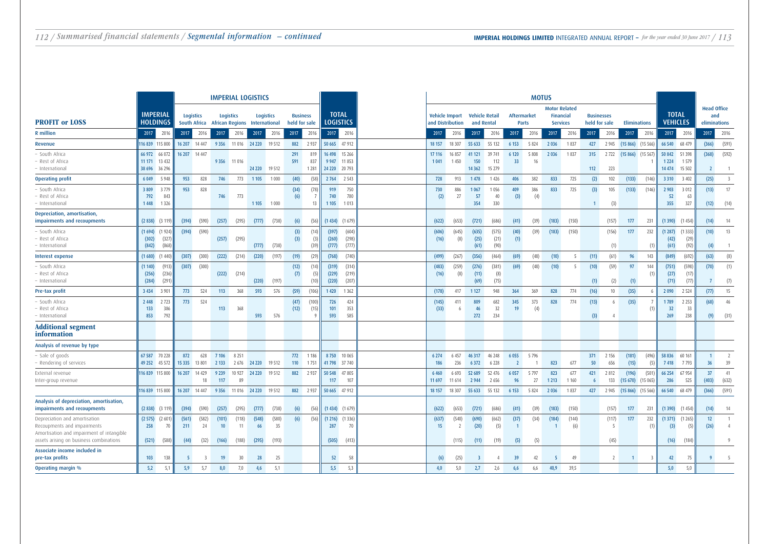| PROFIT or LOSS | | | IMPERIAL LOGISTICS | | | | | | | | | | MOTUS | | | | | | | | | | | | | | | |
|---|---|---|---|---|---|---|---|---|---|---|---|---|---|---|---|---|---|---|---|---|---|---|---|---|---|---|---|---|
| | IMPERIAL HOLDINGS | | Logistics South Africa | | Logistics African Regions | | Logistics International | | Business held for sale | | TOTAL LOGISTICS | | Vehicle Import and Distribution | | Vehicle Retail and Rental | | Aftermarket Parts | | Motor Related Financial Services | | Businesses held for sale | | Eliminations | | TOTAL VEHICLES | | Head Office and eliminations | |
| R million | 2017 | 2016 | 2017 | 2016 | 2017 | 2016 | 2017 | 2016 | 2017 | 2016 | 2017 | 2016 | 2017 | 2016 | 2017 | 2016 | 2017 | 2016 | 2017 | 2016 | 2017 | 2016 | 2017 | 2016 | 2017 | 2016 | 2017 | 2016 |
| **Revenue** | 116 839 | 115 800 | 16 207 | 14 447 | 9 356 | 11 016 | 24 220 | 19 512 | 882 | 2 937 | 50 665 | 47 912 | 18 157 | 18 307 | 55 633 | 55 132 | 6 153 | 5 824 | 2 036 | 1 837 | 427 | 2 945 | (15 866) | (15 566) | 66 540 | 68 479 | (366) | (591) |
| – South Africa | 66 972 | 66 072 | 16 207 | 14 447 | | | | | 291 | 819 | 16 498 | 15 266 | 17 116 | 16 857 | 41 121 | 39 741 | 6 120 | 5 808 | 2 036 | 1 837 | 315 | 2 722 | (15 866) | (15 567) | 50 842 | 51 398 | (368) | (592) |
| – Rest of Africa | 11 171 | 13 432 | | | 9 356 | 11 016 | | | 591 | 837 | 9 947 | 11 853 | 1 041 | 1 450 | 150 | 112 | 33 | 16 | | | | | | 1 | 1 224 | 1 579 | | |
| – International | 38 696 | 36 296 | | | | | 24 220 | 19 512 | | 1 281 | 24 220 | 20 793 | | | 14 362 | 15 279 | | | | | 112 | 223 | | | 14 474 | 15 502 | 2 | 1 |
| **Operating profit** | 6 049 | 5 948 | 953 | 828 | 746 | 773 | 1 105 | 1 000 | (40) | (58) | 2 764 | 2 543 | 728 | 913 | 1 478 | 1 426 | 406 | 382 | 833 | 725 | (2) | 102 | (133) | (146) | 3 310 | 3 402 | (25) | 3 |
| – South Africa | 3 809 | 3 779 | 953 | 828 | | | | | (34) | (78) | 919 | 750 | 730 | 886 | 1 067 | 1 056 | 409 | 386 | 833 | 725 | (3) | 105 | (133) | (146) | 2 903 | 3 012 | (13) | 17 |
| – Rest of Africa | 792 | 843 | | | 746 | 773 | | | (6) | 7 | 740 | 780 | (2) | 27 | 57 | 40 | (3) | (4) | | | | | | | 52 | 63 | | |
| – International | 1 448 | 1 326 | | | | | 1 105 | 1 000 | | 13 | 1 105 | 1 013 | | | 354 | 330 | | | | | 1 | (3) | | | 355 | 327 | (12) | (14) |
| **Depreciation, amortisation, impairments and recoupments** | (2 838) | (3 119) | (394) | (590) | (257) | (295) | (777) | (738) | (6) | (56) | (1 434) | (1 679) | (622) | (653) | (721) | (686) | (41) | (39) | (183) | (150) | | (157) | 177 | 231 | (1 390) | (1 454) | (14) | 14 |
| – South Africa | (1 694) | (1 924) | (394) | (590) | | | | | (3) | (14) | (397) | (604) | (606) | (645) | (635) | (575) | (40) | (39) | (183) | (150) | | (156) | 177 | 232 | (1 287) | (1 333) | (10) | 13 |
| – Rest of Africa | (302) | (327) | | | (257) | (295) | | | (3) | (3) | (260) | (298) | (16) | (8) | (25) | (21) | (1) | | | | | | | | (42) | (29) | | |
| – International | (842) | (868) | | | | | (777) | (738) | | (39) | (777) | (777) | | | (61) | (90) | | | | | | (1) | | (1) | (61) | (92) | (4) | 1 |
| **Interest expense** | (1 680) | (1 440) | (307) | (300) | (222) | (214) | (220) | (197) | (19) | (29) | (768) | (740) | (499) | (267) | (356) | (464) | (69) | (48) | (10) | 5 | (11) | (61) | 96 | 143 | (849) | (692) | (63) | (8) |
| – South Africa | (1 140) | (913) | (307) | (300) | | | | | (12) | (14) | (319) | (314) | (483) | (259) | (276) | (381) | (69) | (48) | (10) | 5 | (10) | (59) | 97 | 144 | (751) | (598) | (70) | (1) |
| – Rest of Africa | (256) | (236) | | | (222) | (214) | | | (7) | (5) | (229) | (219) | (16) | (8) | (11) | (8) | | | | | | | | (1) | (27) | (17) | | |
| – International | (284) | (291) | | | | | (220) | (197) | | (10) | (220) | (207) | | | (69) | (75) | | | | | (1) | (2) | (1) | | (71) | (77) | 7 | (7) |
| **Pre-tax profit** | 3 434 | 3 901 | 773 | 524 | 113 | 368 | 593 | 576 | (59) | (106) | 1 420 | 1 362 | (178) | 417 | 1 127 | 948 | 364 | 369 | 828 | 774 | (16) | 10 | (35) | 6 | 2 090 | 2 524 | (77) | 15 |
| – South Africa | 2 448 | 2 723 | 773 | 524 | | | | | (47) | (100) | 726 | 424 | (145) | 411 | 809 | 682 | 345 | 373 | 828 | 774 | (13) | 6 | (35) | 7 | 1 789 | 2 253 | (68) | 46 |
| – Rest of Africa | 133 | 386 | | | 113 | 368 | | | (12) | (15) | 101 | 353 | (33) | 6 | 46 | 32 | 19 | (4) | | | | | | (1) | 32 | 33 | | |
| – International | 853 | 792 | | | | | 593 | 576 | | 9 | 593 | 585 | | | 272 | 234 | | | | | (3) | 4 | | | 269 | 238 | (9) | (31) |
| **Additional segment information** | | | | | | | | | | | | | | | | | | | | | | | | | | | | |
| **Analysis of revenue by type** | | | | | | | | | | | | | | | | | | | | | | | | | | | | |
| – Sale of goods | 67 587 | 70 228 | 872 | 628 | 7 106 | 8 251 | | | 772 | 1 186 | 8 750 | 10 065 | 6 274 | 6 457 | 46 317 | 46 248 | 6 055 | 5 796 | | | 371 | 2 156 | (181) | (496) | 58 836 | 60 161 | 1 | 2 |
| – Rendering of services | 49 252 | 45 572 | 15 335 | 13 801 | 2 133 | 2 676 | 24 220 | 19 512 | 110 | 1 751 | 41 798 | 37 740 | 186 | 236 | 6 372 | 6 228 | 2 | 1 | 823 | 677 | 50 | 656 | (15) | (5) | 7 418 | 7 793 | 36 | 39 |
| External revenue | 116 839 | 115 800 | 16 207 | 14 429 | 9 239 | 10 927 | 24 220 | 19 512 | 882 | 2 937 | 50 548 | 47 805 | 6 460 | 6 693 | 52 689 | 52 476 | 6 057 | 5 797 | 823 | 677 | 421 | 2 812 | (196) | (501) | 66 254 | 67 954 | 37 | 41 |
| Inter-group revenue | | | | 18 | 117 | 89 | | | | | 117 | 107 | 11 697 | 11 614 | 2 944 | 2 656 | 96 | 27 | 1 213 | 1 160 | 6 | 133 | (15 670) | (15 065) | 286 | 525 | (403) | (632) |
| | 116 839 | 115 800 | 16 207 | 14 447 | 9 356 | 11 016 | 24 220 | 19 512 | 882 | 2 937 | 50 665 | 47 912 | 18 157 | 18 307 | 55 633 | 55 132 | 6 153 | 5 824 | 2 036 | 1 837 | 427 | 2 945 | (15 866) | (15 566) | 66 540 | 68 479 | (366) | (591) |
| **Analysis of depreciation, amortisation, impairments and recoupments** | (2 838) | (3 119) | (394) | (590) | (257) | (295) | (777) | (738) | (6) | (56) | (1 434) | (1 679) | (622) | (653) | (721) | (686) | (41) | (39) | (183) | (150) | | (157) | 177 | 231 | (1 390) | (1 454) | (14) | 14 |
| Depreciation and amortisation | (2 575) | (2 601) | (561) | (582) | (101) | (118) | (548) | (580) | (6) | (56) | (1 216) | (1 336) | (637) | (540) | (690) | (662) | (37) | (34) | (184) | (144) | | (117) | 177 | 232 | (1 371) | (1 265) | 12 | 1 |
| Recoupments and impairments | 258 | 70 | 211 | 24 | 10 | 11 | 66 | 35 | | | 287 | 70 | 15 | 2 | (20) | (5) | 1 | | 1 | (6) | | 5 | | (1) | (3) | (5) | (26) | 4 |
| Amortisation and impairment of intangible assets arising on business combinations | (521) | (588) | (44) | (32) | (166) | (188) | (295) | (193) | | | (505) | (413) | | (115) | (11) | (19) | (5) | (5) | | | | (45) | | | (16) | (184) | | 9 |
| **Associate income included in pre-tax profits** | 103 | 138 | 5 | 3 | 19 | 30 | 28 | 25 | | | 52 | 58 | (6) | (25) | 3 | 4 | 39 | 42 | 5 | 49 | | 2 | 1 | 3 | 42 | 75 | 9 | 5 |
| **Operating margin %** | 5,2 | 5,1 | 5,9 | 5,7 | 8,0 | 7,0 | 4,6 | 5,1 | | | 5,5 | 5,3 | 4,0 | 5,0 | 2,7 | 2,6 | 6,6 | 6,6 | 40,9 | 39,5 | | | | | 5,0 | 5,0 | | |